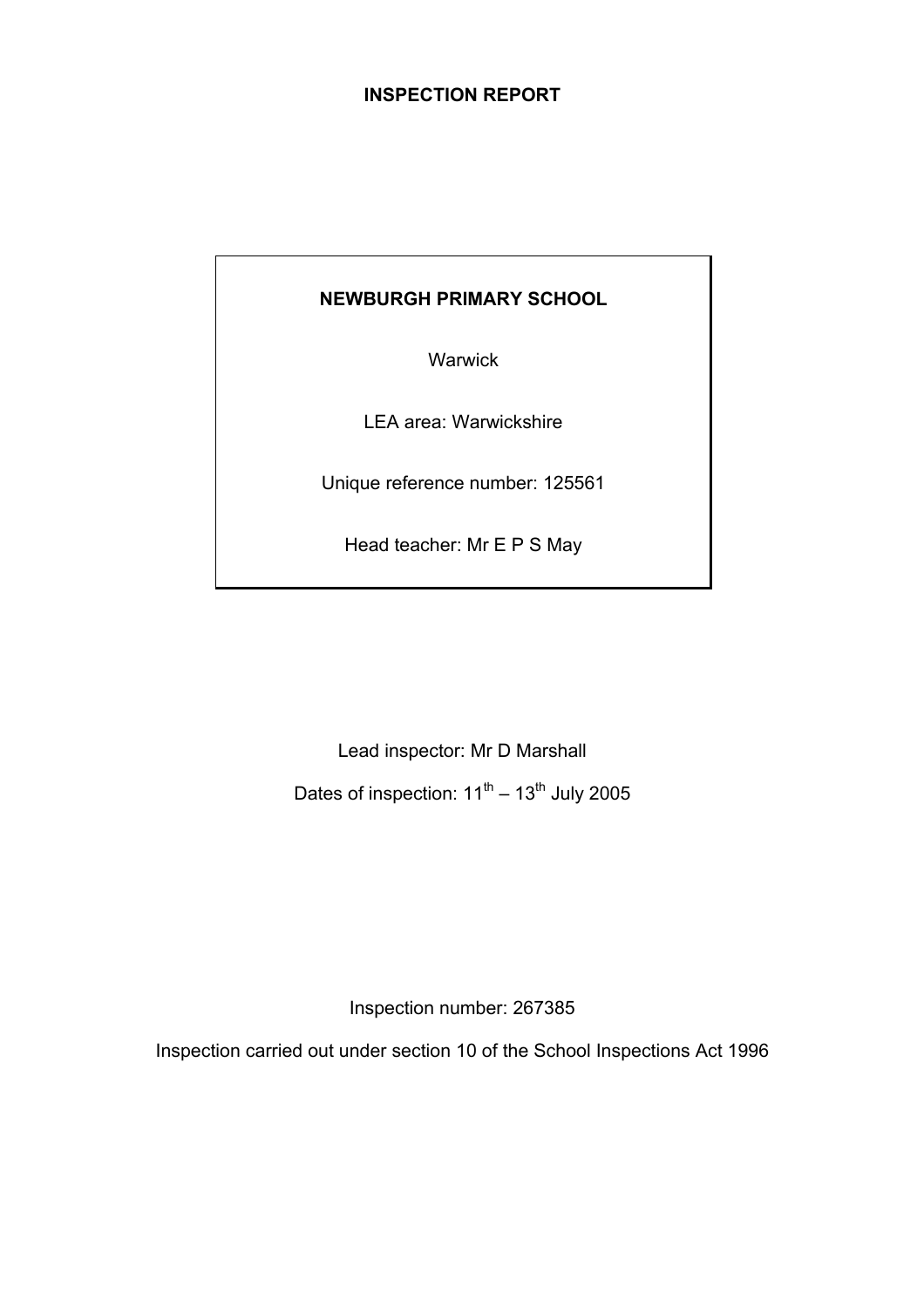# INSPECTION REPORT

**NEWBURGH PRIMARY SCHOOL**

Warwick

LEA area: Warwickshire

Unique reference number: 125561

Head teacher: Mr E P S May

Lead inspector: Mr D Marshall

Dates of inspection: 11th – 13th July 2005

Inspection number: 267385

Inspection carried out under section 10 of the School Inspections Act 1996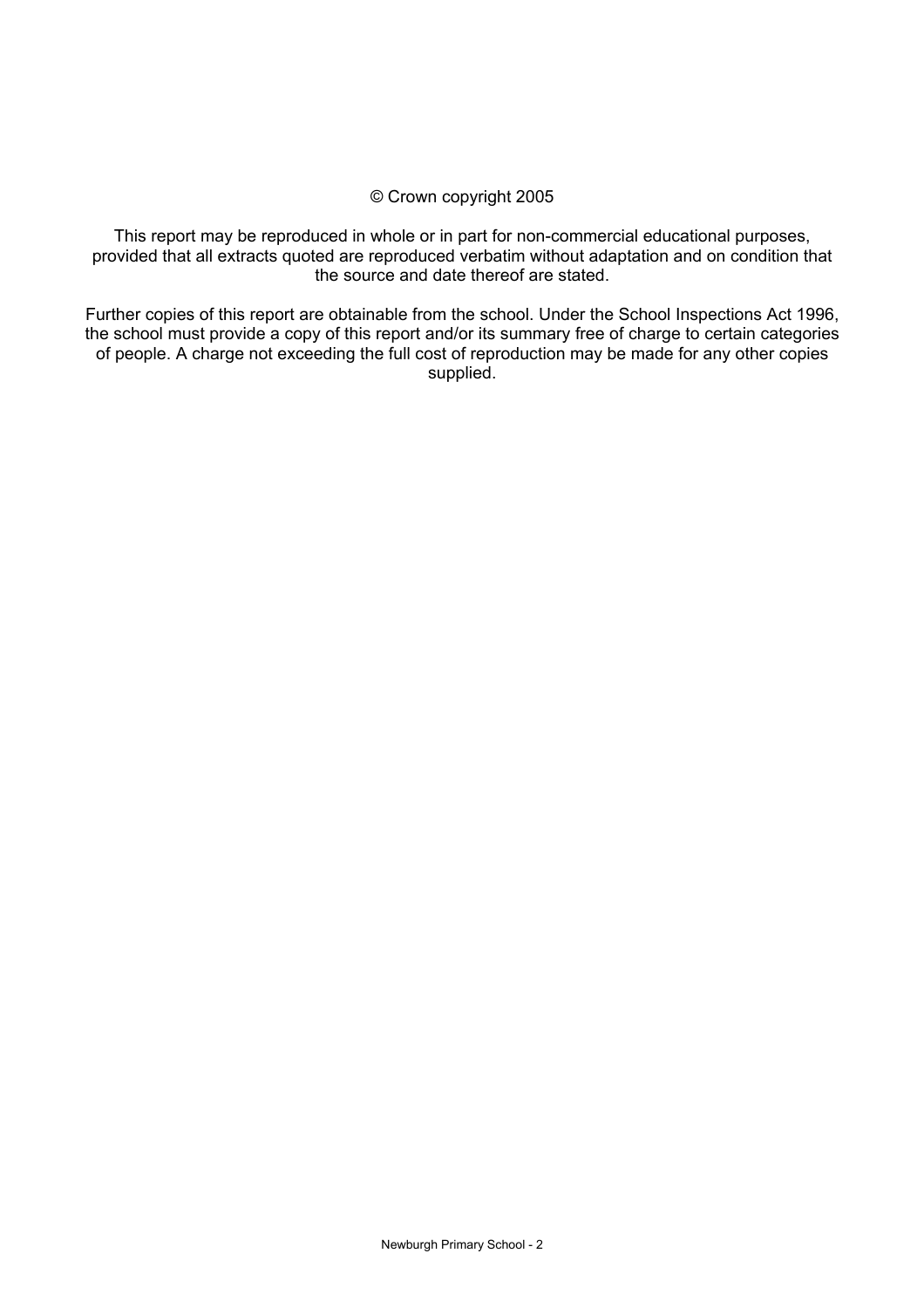© Crown copyright 2005

This report may be reproduced in whole or in part for non-commercial educational purposes, provided that all extracts quoted are reproduced verbatim without adaptation and on condition that the source and date thereof are stated.

Further copies of this report are obtainable from the school. Under the School Inspections Act 1996, the school must provide a copy of this report and/or its summary free of charge to certain categories of people. A charge not exceeding the full cost of reproduction may be made for any other copies supplied.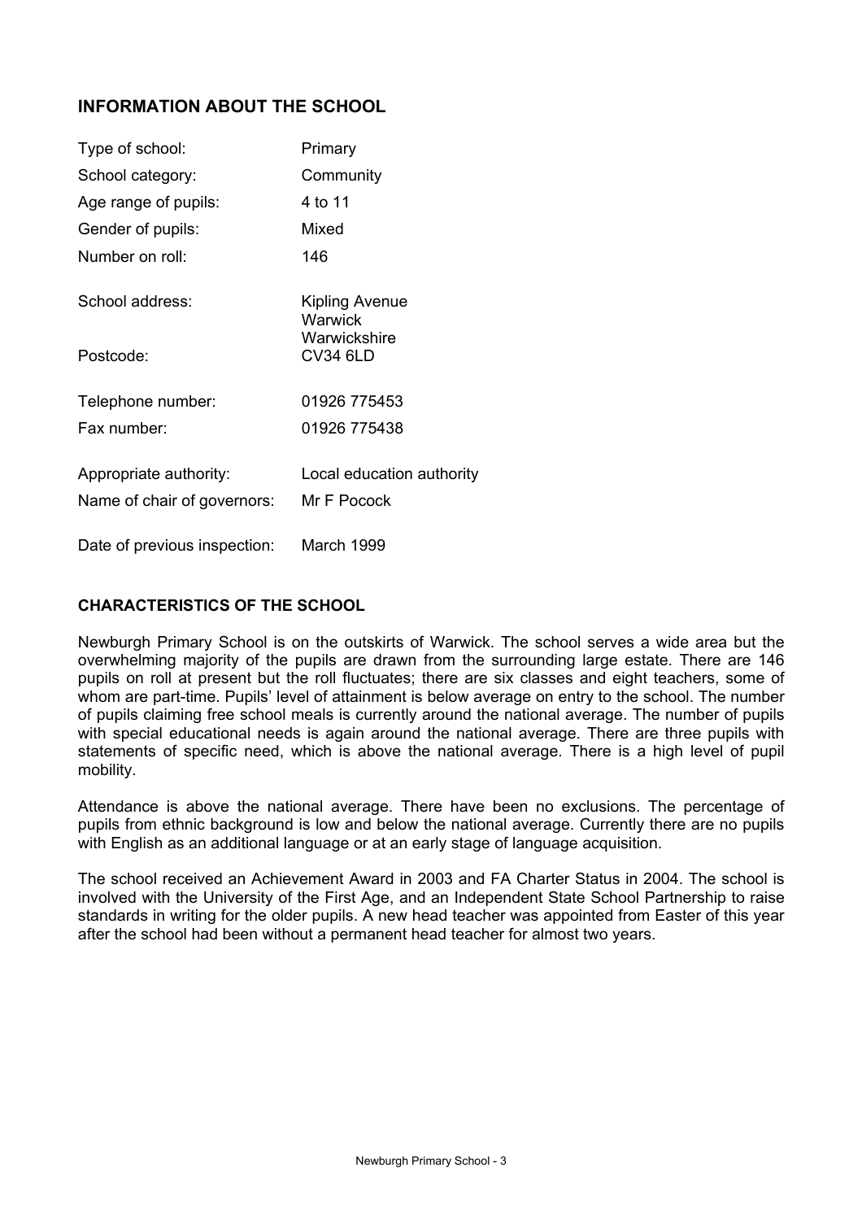## INFORMATION ABOUT THE SCHOOL

| | |
|---|---|
| Type of school: | Primary |
| School category: | Community |
| Age range of pupils: | 4 to 11 |
| Gender of pupils: | Mixed |
| Number on roll: | 146 |
| School address: | Kipling Avenue<br>Warwick<br>Warwickshire |
| Postcode: | CV34 6LD |
| Telephone number: | 01926 775453 |
| Fax number: | 01926 775438 |
| Appropriate authority: | Local education authority |
| Name of chair of governors: | Mr F Pocock |
| Date of previous inspection: | March 1999 |

## CHARACTERISTICS OF THE SCHOOL

Newburgh Primary School is on the outskirts of Warwick. The school serves a wide area but the overwhelming majority of the pupils are drawn from the surrounding large estate. There are 146 pupils on roll at present but the roll fluctuates; there are six classes and eight teachers, some of whom are part-time. Pupils' level of attainment is below average on entry to the school. The number of pupils claiming free school meals is currently around the national average. The number of pupils with special educational needs is again around the national average. There are three pupils with statements of specific need, which is above the national average. There is a high level of pupil mobility.

Attendance is above the national average. There have been no exclusions. The percentage of pupils from ethnic background is low and below the national average. Currently there are no pupils with English as an additional language or at an early stage of language acquisition.

The school received an Achievement Award in 2003 and FA Charter Status in 2004. The school is involved with the University of the First Age, and an Independent State School Partnership to raise standards in writing for the older pupils. A new head teacher was appointed from Easter of this year after the school had been without a permanent head teacher for almost two years.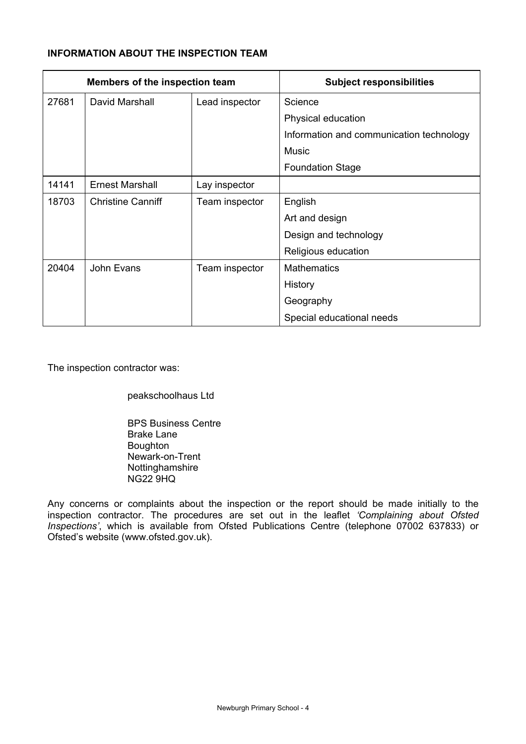**INFORMATION ABOUT THE INSPECTION TEAM**

| Members of the inspection team | | | Subject responsibilities |
|---|---|---|---|
| 27681 | David Marshall | Lead inspector | Science |
| | | | Physical education |
| | | | Information and communication technology |
| | | | Music |
| | | | Foundation Stage |
| 14141 | Ernest Marshall | Lay inspector | |
| 18703 | Christine Canniff | Team inspector | English |
| | | | Art and design |
| | | | Design and technology |
| | | | Religious education |
| 20404 | John Evans | Team inspector | Mathematics |
| | | | History |
| | | | Geography |
| | | | Special educational needs |

The inspection contractor was:

peakschoolhaus Ltd

BPS Business Centre
Brake Lane
Boughton
Newark-on-Trent
Nottinghamshire
NG22 9HQ

Any concerns or complaints about the inspection or the report should be made initially to the inspection contractor. The procedures are set out in the leaflet *'Complaining about Ofsted Inspections'*, which is available from Ofsted Publications Centre (telephone 07002 637833) or Ofsted's website (www.ofsted.gov.uk).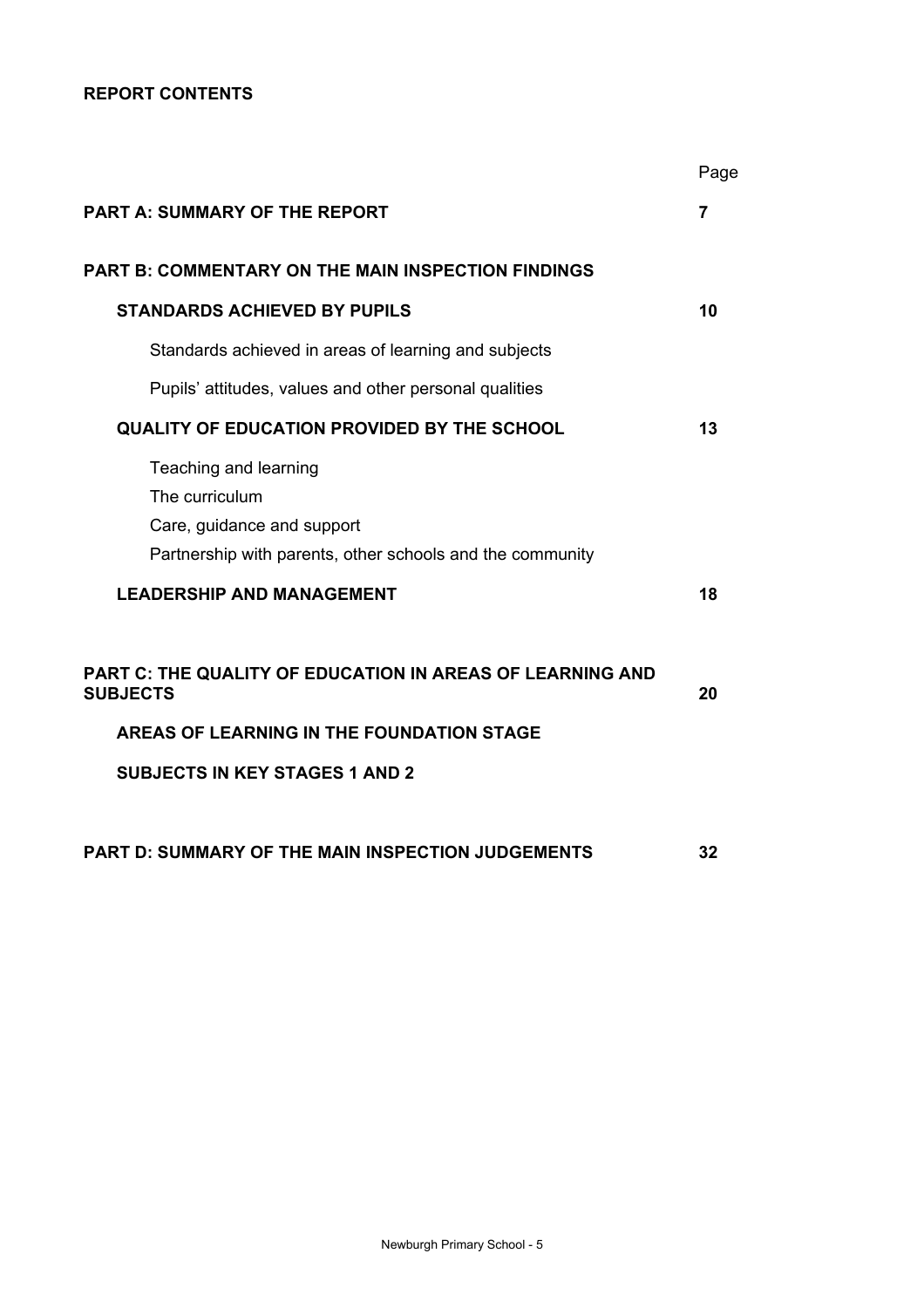**REPORT CONTENTS**

| | Page |
|---|---|
| **PART A: SUMMARY OF THE REPORT** | **7** |
| **PART B: COMMENTARY ON THE MAIN INSPECTION FINDINGS** | |
| **STANDARDS ACHIEVED BY PUPILS** | **10** |
| Standards achieved in areas of learning and subjects | |
| Pupils' attitudes, values and other personal qualities | |
| **QUALITY OF EDUCATION PROVIDED BY THE SCHOOL** | **13** |
| Teaching and learning | |
| The curriculum | |
| Care, guidance and support | |
| Partnership with parents, other schools and the community | |
| **LEADERSHIP AND MANAGEMENT** | **18** |
| **PART C: THE QUALITY OF EDUCATION IN AREAS OF LEARNING AND SUBJECTS** | **20** |
| **AREAS OF LEARNING IN THE FOUNDATION STAGE** | |
| **SUBJECTS IN KEY STAGES 1 AND 2** | |
| **PART D: SUMMARY OF THE MAIN INSPECTION JUDGEMENTS** | **32** |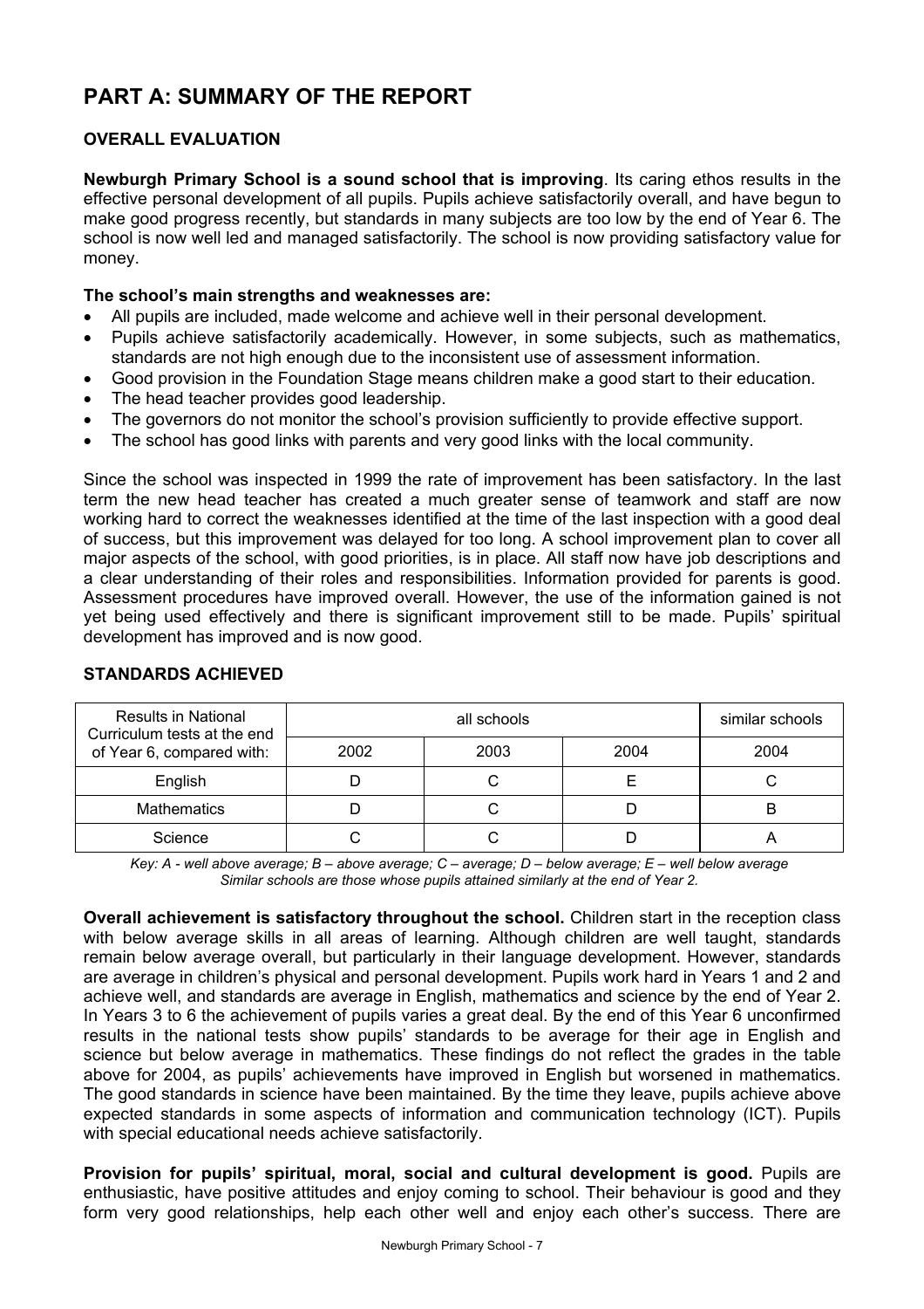# PART A: SUMMARY OF THE REPORT

## OVERALL EVALUATION

**Newburgh Primary School is a sound school that is improving**. Its caring ethos results in the effective personal development of all pupils. Pupils achieve satisfactorily overall, and have begun to make good progress recently, but standards in many subjects are too low by the end of Year 6. The school is now well led and managed satisfactorily. The school is now providing satisfactory value for money.

**The school's main strengths and weaknesses are:**

- All pupils are included, made welcome and achieve well in their personal development.
- Pupils achieve satisfactorily academically. However, in some subjects, such as mathematics, standards are not high enough due to the inconsistent use of assessment information.
- Good provision in the Foundation Stage means children make a good start to their education.
- The head teacher provides good leadership.
- The governors do not monitor the school's provision sufficiently to provide effective support.
- The school has good links with parents and very good links with the local community.

Since the school was inspected in 1999 the rate of improvement has been satisfactory. In the last term the new head teacher has created a much greater sense of teamwork and staff are now working hard to correct the weaknesses identified at the time of the last inspection with a good deal of success, but this improvement was delayed for too long. A school improvement plan to cover all major aspects of the school, with good priorities, is in place. All staff now have job descriptions and a clear understanding of their roles and responsibilities. Information provided for parents is good. Assessment procedures have improved overall. However, the use of the information gained is not yet being used effectively and there is significant improvement still to be made. Pupils' spiritual development has improved and is now good.

## STANDARDS ACHIEVED

| Results in National Curriculum tests at the end of Year 6, compared with: | all schools | | | similar schools |
|---|---|---|---|---|
| | 2002 | 2003 | 2004 | 2004 |
| English | D | C | E | C |
| Mathematics | D | C | D | B |
| Science | C | C | D | A |

*Key: A - well above average; B – above average; C – average; D – below average; E – well below average*
*Similar schools are those whose pupils attained similarly at the end of Year 2.*

**Overall achievement is satisfactory throughout the school.** Children start in the reception class with below average skills in all areas of learning. Although children are well taught, standards remain below average overall, but particularly in their language development. However, standards are average in children's physical and personal development. Pupils work hard in Years 1 and 2 and achieve well, and standards are average in English, mathematics and science by the end of Year 2. In Years 3 to 6 the achievement of pupils varies a great deal. By the end of this Year 6 unconfirmed results in the national tests show pupils' standards to be average for their age in English and science but below average in mathematics. These findings do not reflect the grades in the table above for 2004, as pupils' achievements have improved in English but worsened in mathematics. The good standards in science have been maintained. By the time they leave, pupils achieve above expected standards in some aspects of information and communication technology (ICT). Pupils with special educational needs achieve satisfactorily.

**Provision for pupils' spiritual, moral, social and cultural development is good.** Pupils are enthusiastic, have positive attitudes and enjoy coming to school. Their behaviour is good and they form very good relationships, help each other well and enjoy each other's success. There are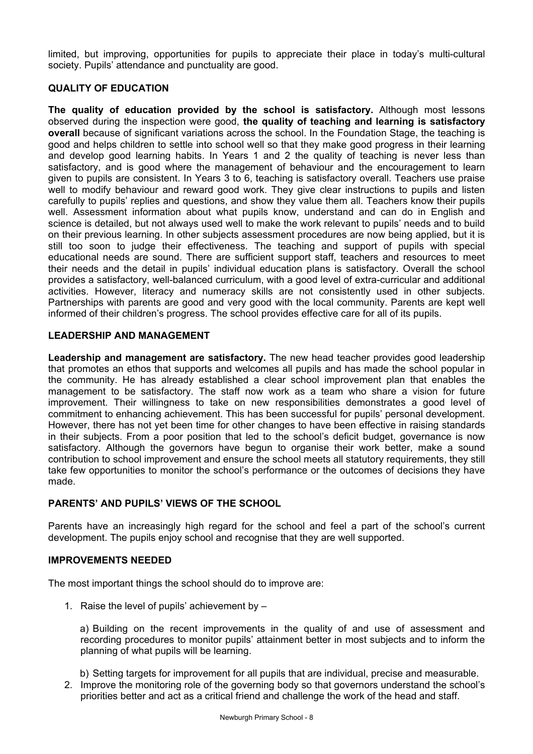limited, but improving, opportunities for pupils to appreciate their place in today's multi-cultural society. Pupils' attendance and punctuality are good.

### QUALITY OF EDUCATION

**The quality of education provided by the school is satisfactory.** Although most lessons observed during the inspection were good, **the quality of teaching and learning is satisfactory overall** because of significant variations across the school. In the Foundation Stage, the teaching is good and helps children to settle into school well so that they make good progress in their learning and develop good learning habits. In Years 1 and 2 the quality of teaching is never less than satisfactory, and is good where the management of behaviour and the encouragement to learn given to pupils are consistent. In Years 3 to 6, teaching is satisfactory overall. Teachers use praise well to modify behaviour and reward good work. They give clear instructions to pupils and listen carefully to pupils' replies and questions, and show they value them all. Teachers know their pupils well. Assessment information about what pupils know, understand and can do in English and science is detailed, but not always used well to make the work relevant to pupils' needs and to build on their previous learning. In other subjects assessment procedures are now being applied, but it is still too soon to judge their effectiveness. The teaching and support of pupils with special educational needs are sound. There are sufficient support staff, teachers and resources to meet their needs and the detail in pupils' individual education plans is satisfactory. Overall the school provides a satisfactory, well-balanced curriculum, with a good level of extra-curricular and additional activities. However, literacy and numeracy skills are not consistently used in other subjects. Partnerships with parents are good and very good with the local community. Parents are kept well informed of their children's progress. The school provides effective care for all of its pupils.

### LEADERSHIP AND MANAGEMENT

**Leadership and management are satisfactory.** The new head teacher provides good leadership that promotes an ethos that supports and welcomes all pupils and has made the school popular in the community. He has already established a clear school improvement plan that enables the management to be satisfactory. The staff now work as a team who share a vision for future improvement. Their willingness to take on new responsibilities demonstrates a good level of commitment to enhancing achievement. This has been successful for pupils' personal development. However, there has not yet been time for other changes to have been effective in raising standards in their subjects. From a poor position that led to the school's deficit budget, governance is now satisfactory. Although the governors have begun to organise their work better, make a sound contribution to school improvement and ensure the school meets all statutory requirements, they still take few opportunities to monitor the school's performance or the outcomes of decisions they have made.

### PARENTS' AND PUPILS' VIEWS OF THE SCHOOL

Parents have an increasingly high regard for the school and feel a part of the school's current development. The pupils enjoy school and recognise that they are well supported.

### IMPROVEMENTS NEEDED

The most important things the school should do to improve are:

1. Raise the level of pupils' achievement by –

   a) Building on the recent improvements in the quality of and use of assessment and recording procedures to monitor pupils' attainment better in most subjects and to inform the planning of what pupils will be learning.

   b) Setting targets for improvement for all pupils that are individual, precise and measurable.
2. Improve the monitoring role of the governing body so that governors understand the school's priorities better and act as a critical friend and challenge the work of the head and staff.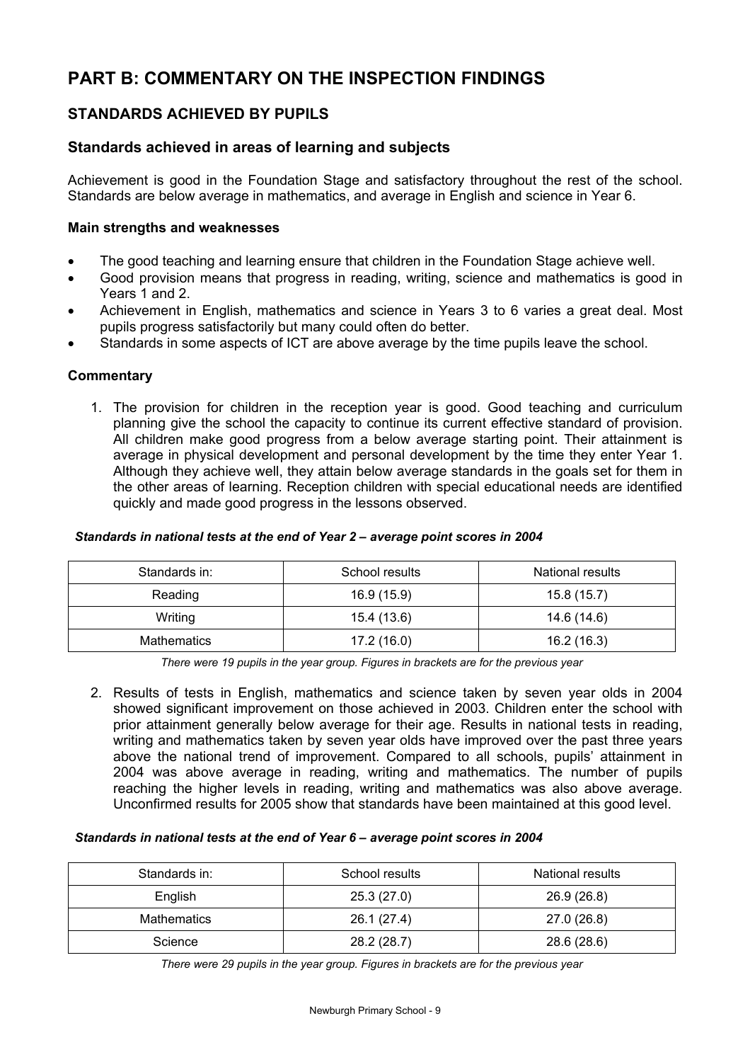# PART B: COMMENTARY ON THE INSPECTION FINDINGS

## STANDARDS ACHIEVED BY PUPILS

### Standards achieved in areas of learning and subjects

Achievement is good in the Foundation Stage and satisfactory throughout the rest of the school. Standards are below average in mathematics, and average in English and science in Year 6.

**Main strengths and weaknesses**

- The good teaching and learning ensure that children in the Foundation Stage achieve well.
- Good provision means that progress in reading, writing, science and mathematics is good in Years 1 and 2.
- Achievement in English, mathematics and science in Years 3 to 6 varies a great deal. Most pupils progress satisfactorily but many could often do better.
- Standards in some aspects of ICT are above average by the time pupils leave the school.

**Commentary**

1. The provision for children in the reception year is good. Good teaching and curriculum planning give the school the capacity to continue its current effective standard of provision. All children make good progress from a below average starting point. Their attainment is average in physical development and personal development by the time they enter Year 1. Although they achieve well, they attain below average standards in the goals set for them in the other areas of learning. Reception children with special educational needs are identified quickly and made good progress in the lessons observed.

***Standards in national tests at the end of Year 2 – average point scores in 2004***

| Standards in: | School results | National results |
|---|---|---|
| Reading | 16.9 (15.9) | 15.8 (15.7) |
| Writing | 15.4 (13.6) | 14.6 (14.6) |
| Mathematics | 17.2 (16.0) | 16.2 (16.3) |

*There were 19 pupils in the year group. Figures in brackets are for the previous year*

2. Results of tests in English, mathematics and science taken by seven year olds in 2004 showed significant improvement on those achieved in 2003. Children enter the school with prior attainment generally below average for their age. Results in national tests in reading, writing and mathematics taken by seven year olds have improved over the past three years above the national trend of improvement. Compared to all schools, pupils' attainment in 2004 was above average in reading, writing and mathematics. The number of pupils reaching the higher levels in reading, writing and mathematics was also above average. Unconfirmed results for 2005 show that standards have been maintained at this good level.

***Standards in national tests at the end of Year 6 – average point scores in 2004***

| Standards in: | School results | National results |
|---|---|---|
| English | 25.3 (27.0) | 26.9 (26.8) |
| Mathematics | 26.1 (27.4) | 27.0 (26.8) |
| Science | 28.2 (28.7) | 28.6 (28.6) |

*There were 29 pupils in the year group. Figures in brackets are for the previous year*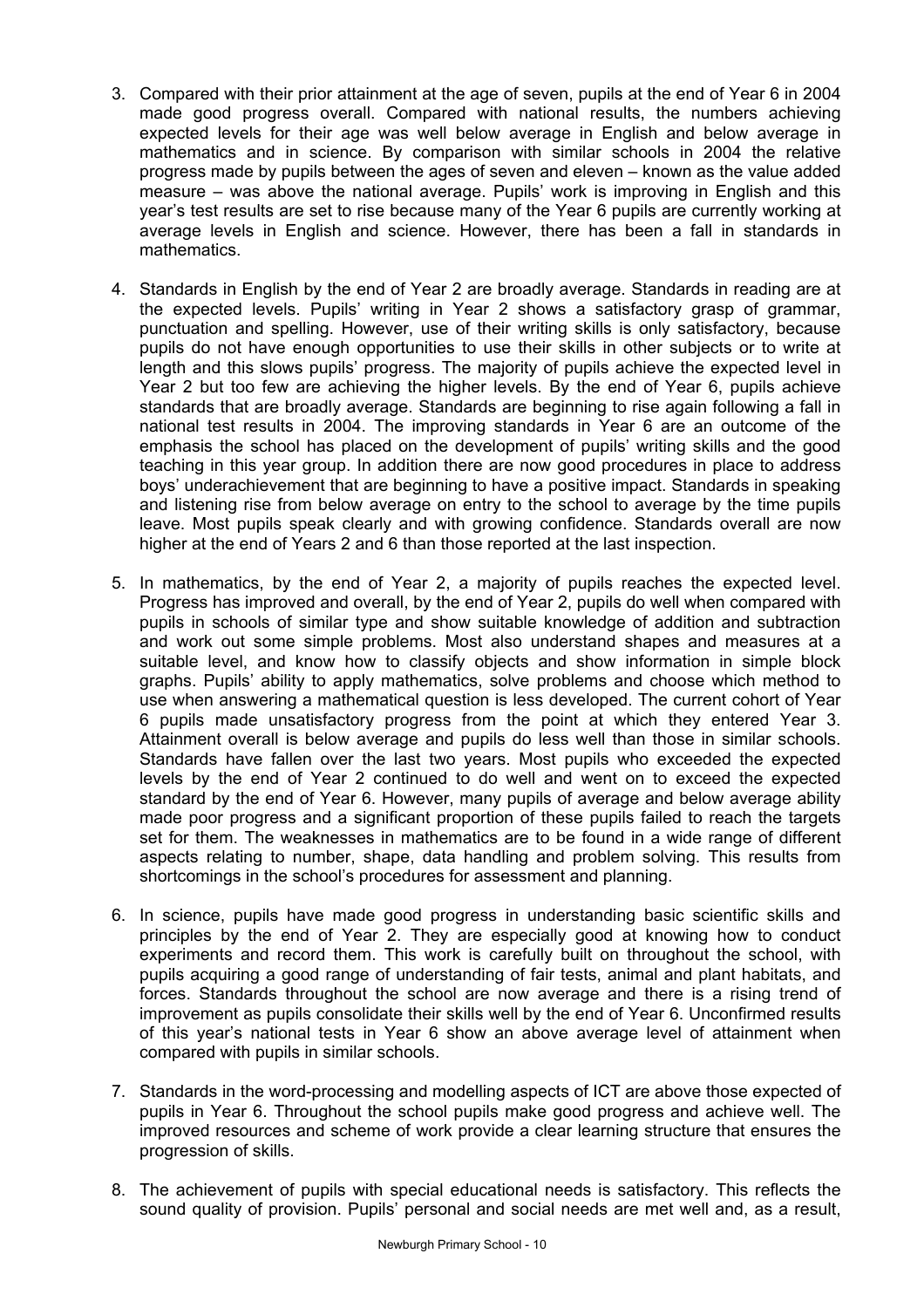3. Compared with their prior attainment at the age of seven, pupils at the end of Year 6 in 2004 made good progress overall. Compared with national results, the numbers achieving expected levels for their age was well below average in English and below average in mathematics and in science. By comparison with similar schools in 2004 the relative progress made by pupils between the ages of seven and eleven – known as the value added measure – was above the national average. Pupils' work is improving in English and this year's test results are set to rise because many of the Year 6 pupils are currently working at average levels in English and science. However, there has been a fall in standards in mathematics.

4. Standards in English by the end of Year 2 are broadly average. Standards in reading are at the expected levels. Pupils' writing in Year 2 shows a satisfactory grasp of grammar, punctuation and spelling. However, use of their writing skills is only satisfactory, because pupils do not have enough opportunities to use their skills in other subjects or to write at length and this slows pupils' progress. The majority of pupils achieve the expected level in Year 2 but too few are achieving the higher levels. By the end of Year 6, pupils achieve standards that are broadly average. Standards are beginning to rise again following a fall in national test results in 2004. The improving standards in Year 6 are an outcome of the emphasis the school has placed on the development of pupils' writing skills and the good teaching in this year group. In addition there are now good procedures in place to address boys' underachievement that are beginning to have a positive impact. Standards in speaking and listening rise from below average on entry to the school to average by the time pupils leave. Most pupils speak clearly and with growing confidence. Standards overall are now higher at the end of Years 2 and 6 than those reported at the last inspection.

5. In mathematics, by the end of Year 2, a majority of pupils reaches the expected level. Progress has improved and overall, by the end of Year 2, pupils do well when compared with pupils in schools of similar type and show suitable knowledge of addition and subtraction and work out some simple problems. Most also understand shapes and measures at a suitable level, and know how to classify objects and show information in simple block graphs. Pupils' ability to apply mathematics, solve problems and choose which method to use when answering a mathematical question is less developed. The current cohort of Year 6 pupils made unsatisfactory progress from the point at which they entered Year 3. Attainment overall is below average and pupils do less well than those in similar schools. Standards have fallen over the last two years. Most pupils who exceeded the expected levels by the end of Year 2 continued to do well and went on to exceed the expected standard by the end of Year 6. However, many pupils of average and below average ability made poor progress and a significant proportion of these pupils failed to reach the targets set for them. The weaknesses in mathematics are to be found in a wide range of different aspects relating to number, shape, data handling and problem solving. This results from shortcomings in the school's procedures for assessment and planning.

6. In science, pupils have made good progress in understanding basic scientific skills and principles by the end of Year 2. They are especially good at knowing how to conduct experiments and record them. This work is carefully built on throughout the school, with pupils acquiring a good range of understanding of fair tests, animal and plant habitats, and forces. Standards throughout the school are now average and there is a rising trend of improvement as pupils consolidate their skills well by the end of Year 6. Unconfirmed results of this year's national tests in Year 6 show an above average level of attainment when compared with pupils in similar schools.

7. Standards in the word-processing and modelling aspects of ICT are above those expected of pupils in Year 6. Throughout the school pupils make good progress and achieve well. The improved resources and scheme of work provide a clear learning structure that ensures the progression of skills.

8. The achievement of pupils with special educational needs is satisfactory. This reflects the sound quality of provision. Pupils' personal and social needs are met well and, as a result,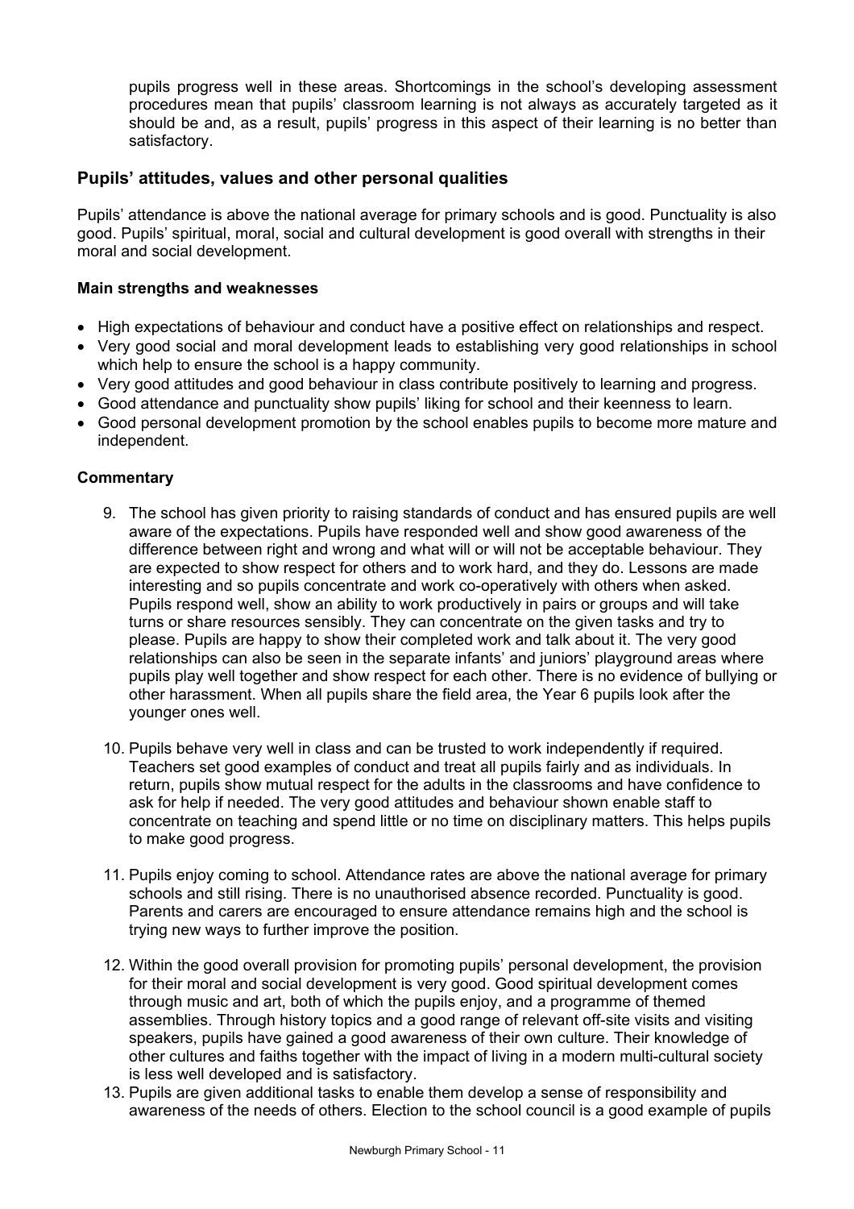pupils progress well in these areas. Shortcomings in the school's developing assessment procedures mean that pupils' classroom learning is not always as accurately targeted as it should be and, as a result, pupils' progress in this aspect of their learning is no better than satisfactory.

## Pupils' attitudes, values and other personal qualities

Pupils' attendance is above the national average for primary schools and is good. Punctuality is also good. Pupils' spiritual, moral, social and cultural development is good overall with strengths in their moral and social development.

**Main strengths and weaknesses**

- High expectations of behaviour and conduct have a positive effect on relationships and respect.
- Very good social and moral development leads to establishing very good relationships in school which help to ensure the school is a happy community.
- Very good attitudes and good behaviour in class contribute positively to learning and progress.
- Good attendance and punctuality show pupils' liking for school and their keenness to learn.
- Good personal development promotion by the school enables pupils to become more mature and independent.

**Commentary**

9. The school has given priority to raising standards of conduct and has ensured pupils are well aware of the expectations. Pupils have responded well and show good awareness of the difference between right and wrong and what will or will not be acceptable behaviour. They are expected to show respect for others and to work hard, and they do. Lessons are made interesting and so pupils concentrate and work co-operatively with others when asked. Pupils respond well, show an ability to work productively in pairs or groups and will take turns or share resources sensibly. They can concentrate on the given tasks and try to please. Pupils are happy to show their completed work and talk about it. The very good relationships can also be seen in the separate infants' and juniors' playground areas where pupils play well together and show respect for each other. There is no evidence of bullying or other harassment. When all pupils share the field area, the Year 6 pupils look after the younger ones well.

10. Pupils behave very well in class and can be trusted to work independently if required. Teachers set good examples of conduct and treat all pupils fairly and as individuals. In return, pupils show mutual respect for the adults in the classrooms and have confidence to ask for help if needed. The very good attitudes and behaviour shown enable staff to concentrate on teaching and spend little or no time on disciplinary matters. This helps pupils to make good progress.

11. Pupils enjoy coming to school. Attendance rates are above the national average for primary schools and still rising. There is no unauthorised absence recorded. Punctuality is good. Parents and carers are encouraged to ensure attendance remains high and the school is trying new ways to further improve the position.

12. Within the good overall provision for promoting pupils' personal development, the provision for their moral and social development is very good. Good spiritual development comes through music and art, both of which the pupils enjoy, and a programme of themed assemblies. Through history topics and a good range of relevant off-site visits and visiting speakers, pupils have gained a good awareness of their own culture. Their knowledge of other cultures and faiths together with the impact of living in a modern multi-cultural society is less well developed and is satisfactory.

13. Pupils are given additional tasks to enable them develop a sense of responsibility and awareness of the needs of others. Election to the school council is a good example of pupils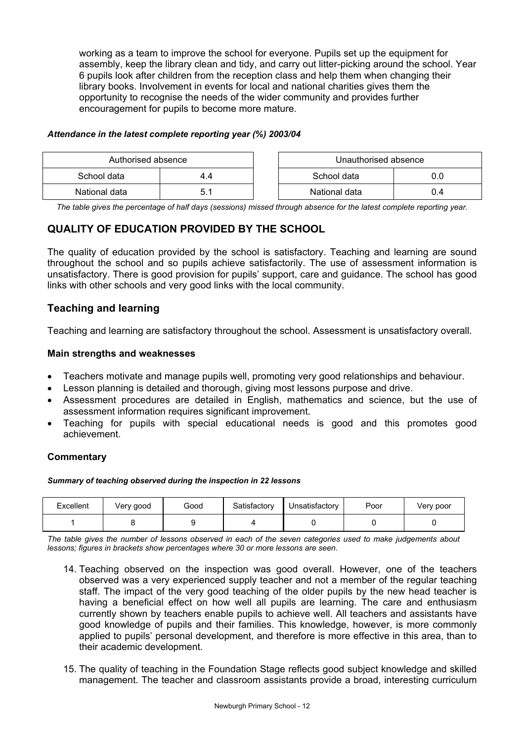working as a team to improve the school for everyone. Pupils set up the equipment for assembly, keep the library clean and tidy, and carry out litter-picking around the school. Year 6 pupils look after children from the reception class and help them when changing their library books. Involvement in events for local and national charities gives them the opportunity to recognise the needs of the wider community and provides further encouragement for pupils to become more mature.

***Attendance in the latest complete reporting year (%) 2003/04***

| Authorised absence | |
|---|---|
| School data | 4.4 |
| National data | 5.1 |

| Unauthorised absence | |
|---|---|
| School data | 0.0 |
| National data | 0.4 |

*The table gives the percentage of half days (sessions) missed through absence for the latest complete reporting year.*

## QUALITY OF EDUCATION PROVIDED BY THE SCHOOL

The quality of education provided by the school is satisfactory. Teaching and learning are sound throughout the school and so pupils achieve satisfactorily. The use of assessment information is unsatisfactory. There is good provision for pupils' support, care and guidance. The school has good links with other schools and very good links with the local community.

### Teaching and learning

Teaching and learning are satisfactory throughout the school. Assessment is unsatisfactory overall.

#### Main strengths and weaknesses

- Teachers motivate and manage pupils well, promoting very good relationships and behaviour.
- Lesson planning is detailed and thorough, giving most lessons purpose and drive.
- Assessment procedures are detailed in English, mathematics and science, but the use of assessment information requires significant improvement.
- Teaching for pupils with special educational needs is good and this promotes good achievement.

#### Commentary

***Summary of teaching observed during the inspection in 22 lessons***

| Excellent | Very good | Good | Satisfactory | Unsatisfactory | Poor | Very poor |
|---|---|---|---|---|---|---|
| 1 | 8 | 9 | 4 | 0 | 0 | 0 |

*The table gives the number of lessons observed in each of the seven categories used to make judgements about lessons; figures in brackets show percentages where 30 or more lessons are seen.*

14. Teaching observed on the inspection was good overall. However, one of the teachers observed was a very experienced supply teacher and not a member of the regular teaching staff. The impact of the very good teaching of the older pupils by the new head teacher is having a beneficial effect on how well all pupils are learning. The care and enthusiasm currently shown by teachers enable pupils to achieve well. All teachers and assistants have good knowledge of pupils and their families. This knowledge, however, is more commonly applied to pupils' personal development, and therefore is more effective in this area, than to their academic development.

15. The quality of teaching in the Foundation Stage reflects good subject knowledge and skilled management. The teacher and classroom assistants provide a broad, interesting curriculum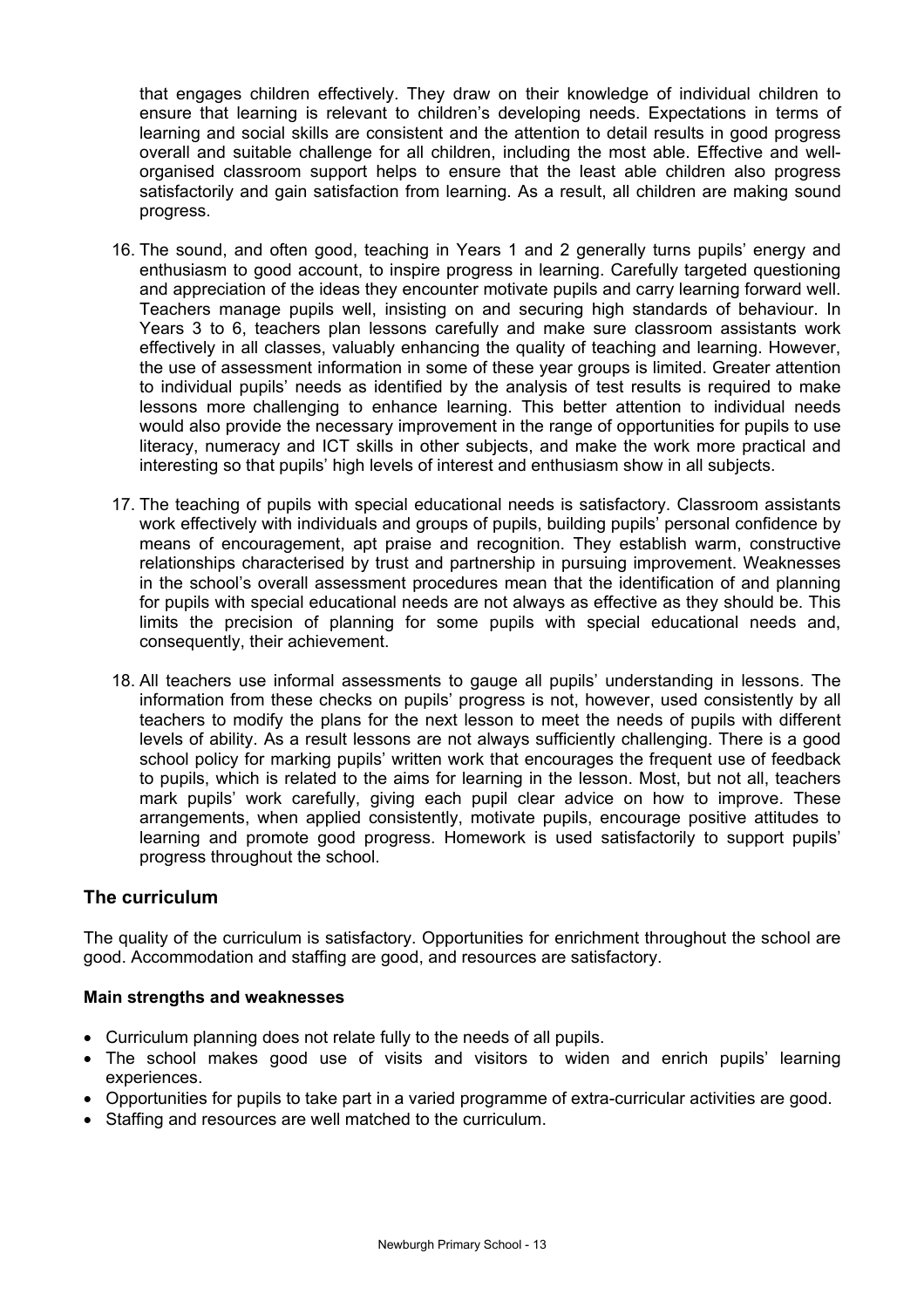that engages children effectively. They draw on their knowledge of individual children to ensure that learning is relevant to children's developing needs. Expectations in terms of learning and social skills are consistent and the attention to detail results in good progress overall and suitable challenge for all children, including the most able. Effective and well-organised classroom support helps to ensure that the least able children also progress satisfactorily and gain satisfaction from learning. As a result, all children are making sound progress.

16. The sound, and often good, teaching in Years 1 and 2 generally turns pupils' energy and enthusiasm to good account, to inspire progress in learning. Carefully targeted questioning and appreciation of the ideas they encounter motivate pupils and carry learning forward well. Teachers manage pupils well, insisting on and securing high standards of behaviour. In Years 3 to 6, teachers plan lessons carefully and make sure classroom assistants work effectively in all classes, valuably enhancing the quality of teaching and learning. However, the use of assessment information in some of these year groups is limited. Greater attention to individual pupils' needs as identified by the analysis of test results is required to make lessons more challenging to enhance learning. This better attention to individual needs would also provide the necessary improvement in the range of opportunities for pupils to use literacy, numeracy and ICT skills in other subjects, and make the work more practical and interesting so that pupils' high levels of interest and enthusiasm show in all subjects.

17. The teaching of pupils with special educational needs is satisfactory. Classroom assistants work effectively with individuals and groups of pupils, building pupils' personal confidence by means of encouragement, apt praise and recognition. They establish warm, constructive relationships characterised by trust and partnership in pursuing improvement. Weaknesses in the school's overall assessment procedures mean that the identification of and planning for pupils with special educational needs are not always as effective as they should be. This limits the precision of planning for some pupils with special educational needs and, consequently, their achievement.

18. All teachers use informal assessments to gauge all pupils' understanding in lessons. The information from these checks on pupils' progress is not, however, used consistently by all teachers to modify the plans for the next lesson to meet the needs of pupils with different levels of ability. As a result lessons are not always sufficiently challenging. There is a good school policy for marking pupils' written work that encourages the frequent use of feedback to pupils, which is related to the aims for learning in the lesson. Most, but not all, teachers mark pupils' work carefully, giving each pupil clear advice on how to improve. These arrangements, when applied consistently, motivate pupils, encourage positive attitudes to learning and promote good progress. Homework is used satisfactorily to support pupils' progress throughout the school.

## The curriculum

The quality of the curriculum is satisfactory. Opportunities for enrichment throughout the school are good. Accommodation and staffing are good, and resources are satisfactory.

**Main strengths and weaknesses**

- Curriculum planning does not relate fully to the needs of all pupils.
- The school makes good use of visits and visitors to widen and enrich pupils' learning experiences.
- Opportunities for pupils to take part in a varied programme of extra-curricular activities are good.
- Staffing and resources are well matched to the curriculum.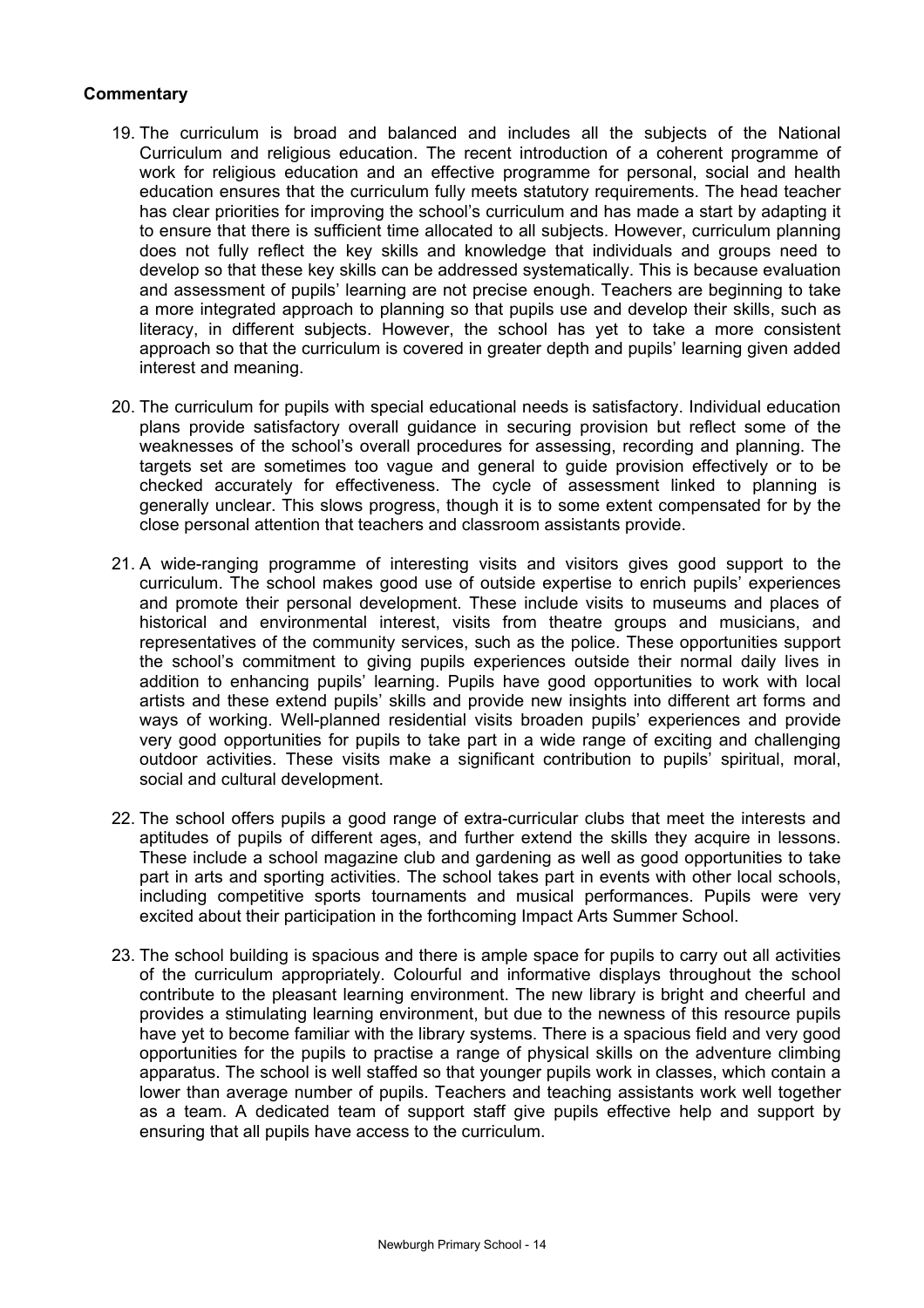**Commentary**

19. The curriculum is broad and balanced and includes all the subjects of the National Curriculum and religious education. The recent introduction of a coherent programme of work for religious education and an effective programme for personal, social and health education ensures that the curriculum fully meets statutory requirements. The head teacher has clear priorities for improving the school's curriculum and has made a start by adapting it to ensure that there is sufficient time allocated to all subjects. However, curriculum planning does not fully reflect the key skills and knowledge that individuals and groups need to develop so that these key skills can be addressed systematically. This is because evaluation and assessment of pupils' learning are not precise enough. Teachers are beginning to take a more integrated approach to planning so that pupils use and develop their skills, such as literacy, in different subjects. However, the school has yet to take a more consistent approach so that the curriculum is covered in greater depth and pupils' learning given added interest and meaning.

20. The curriculum for pupils with special educational needs is satisfactory. Individual education plans provide satisfactory overall guidance in securing provision but reflect some of the weaknesses of the school's overall procedures for assessing, recording and planning. The targets set are sometimes too vague and general to guide provision effectively or to be checked accurately for effectiveness. The cycle of assessment linked to planning is generally unclear. This slows progress, though it is to some extent compensated for by the close personal attention that teachers and classroom assistants provide.

21. A wide-ranging programme of interesting visits and visitors gives good support to the curriculum. The school makes good use of outside expertise to enrich pupils' experiences and promote their personal development. These include visits to museums and places of historical and environmental interest, visits from theatre groups and musicians, and representatives of the community services, such as the police. These opportunities support the school's commitment to giving pupils experiences outside their normal daily lives in addition to enhancing pupils' learning. Pupils have good opportunities to work with local artists and these extend pupils' skills and provide new insights into different art forms and ways of working. Well-planned residential visits broaden pupils' experiences and provide very good opportunities for pupils to take part in a wide range of exciting and challenging outdoor activities. These visits make a significant contribution to pupils' spiritual, moral, social and cultural development.

22. The school offers pupils a good range of extra-curricular clubs that meet the interests and aptitudes of pupils of different ages, and further extend the skills they acquire in lessons. These include a school magazine club and gardening as well as good opportunities to take part in arts and sporting activities. The school takes part in events with other local schools, including competitive sports tournaments and musical performances. Pupils were very excited about their participation in the forthcoming Impact Arts Summer School.

23. The school building is spacious and there is ample space for pupils to carry out all activities of the curriculum appropriately. Colourful and informative displays throughout the school contribute to the pleasant learning environment. The new library is bright and cheerful and provides a stimulating learning environment, but due to the newness of this resource pupils have yet to become familiar with the library systems. There is a spacious field and very good opportunities for the pupils to practise a range of physical skills on the adventure climbing apparatus. The school is well staffed so that younger pupils work in classes, which contain a lower than average number of pupils. Teachers and teaching assistants work well together as a team. A dedicated team of support staff give pupils effective help and support by ensuring that all pupils have access to the curriculum.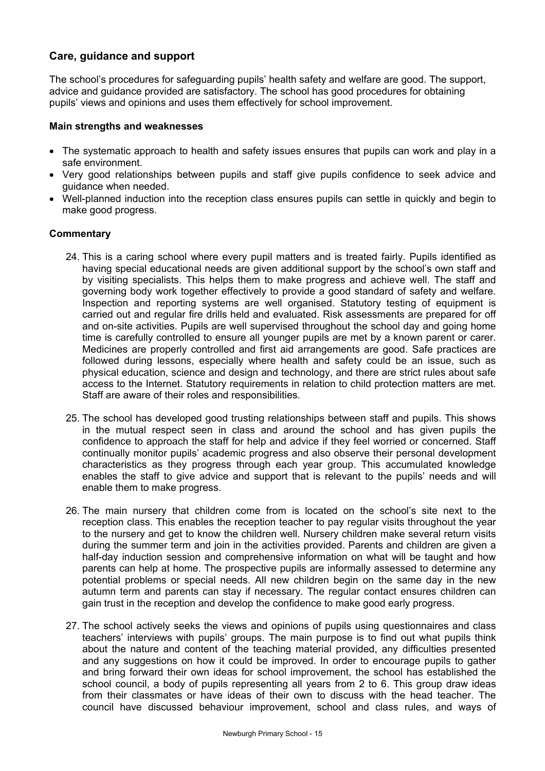## Care, guidance and support

The school's procedures for safeguarding pupils' health safety and welfare are good. The support, advice and guidance provided are satisfactory. The school has good procedures for obtaining pupils' views and opinions and uses them effectively for school improvement.

### Main strengths and weaknesses

- The systematic approach to health and safety issues ensures that pupils can work and play in a safe environment.
- Very good relationships between pupils and staff give pupils confidence to seek advice and guidance when needed.
- Well-planned induction into the reception class ensures pupils can settle in quickly and begin to make good progress.

### Commentary

24. This is a caring school where every pupil matters and is treated fairly. Pupils identified as having special educational needs are given additional support by the school's own staff and by visiting specialists. This helps them to make progress and achieve well. The staff and governing body work together effectively to provide a good standard of safety and welfare. Inspection and reporting systems are well organised. Statutory testing of equipment is carried out and regular fire drills held and evaluated. Risk assessments are prepared for off and on-site activities. Pupils are well supervised throughout the school day and going home time is carefully controlled to ensure all younger pupils are met by a known parent or carer. Medicines are properly controlled and first aid arrangements are good. Safe practices are followed during lessons, especially where health and safety could be an issue, such as physical education, science and design and technology, and there are strict rules about safe access to the Internet. Statutory requirements in relation to child protection matters are met. Staff are aware of their roles and responsibilities.

25. The school has developed good trusting relationships between staff and pupils. This shows in the mutual respect seen in class and around the school and has given pupils the confidence to approach the staff for help and advice if they feel worried or concerned. Staff continually monitor pupils' academic progress and also observe their personal development characteristics as they progress through each year group. This accumulated knowledge enables the staff to give advice and support that is relevant to the pupils' needs and will enable them to make progress.

26. The main nursery that children come from is located on the school's site next to the reception class. This enables the reception teacher to pay regular visits throughout the year to the nursery and get to know the children well. Nursery children make several return visits during the summer term and join in the activities provided. Parents and children are given a half-day induction session and comprehensive information on what will be taught and how parents can help at home. The prospective pupils are informally assessed to determine any potential problems or special needs. All new children begin on the same day in the new autumn term and parents can stay if necessary. The regular contact ensures children can gain trust in the reception and develop the confidence to make good early progress.

27. The school actively seeks the views and opinions of pupils using questionnaires and class teachers' interviews with pupils' groups. The main purpose is to find out what pupils think about the nature and content of the teaching material provided, any difficulties presented and any suggestions on how it could be improved. In order to encourage pupils to gather and bring forward their own ideas for school improvement, the school has established the school council, a body of pupils representing all years from 2 to 6. This group draw ideas from their classmates or have ideas of their own to discuss with the head teacher. The council have discussed behaviour improvement, school and class rules, and ways of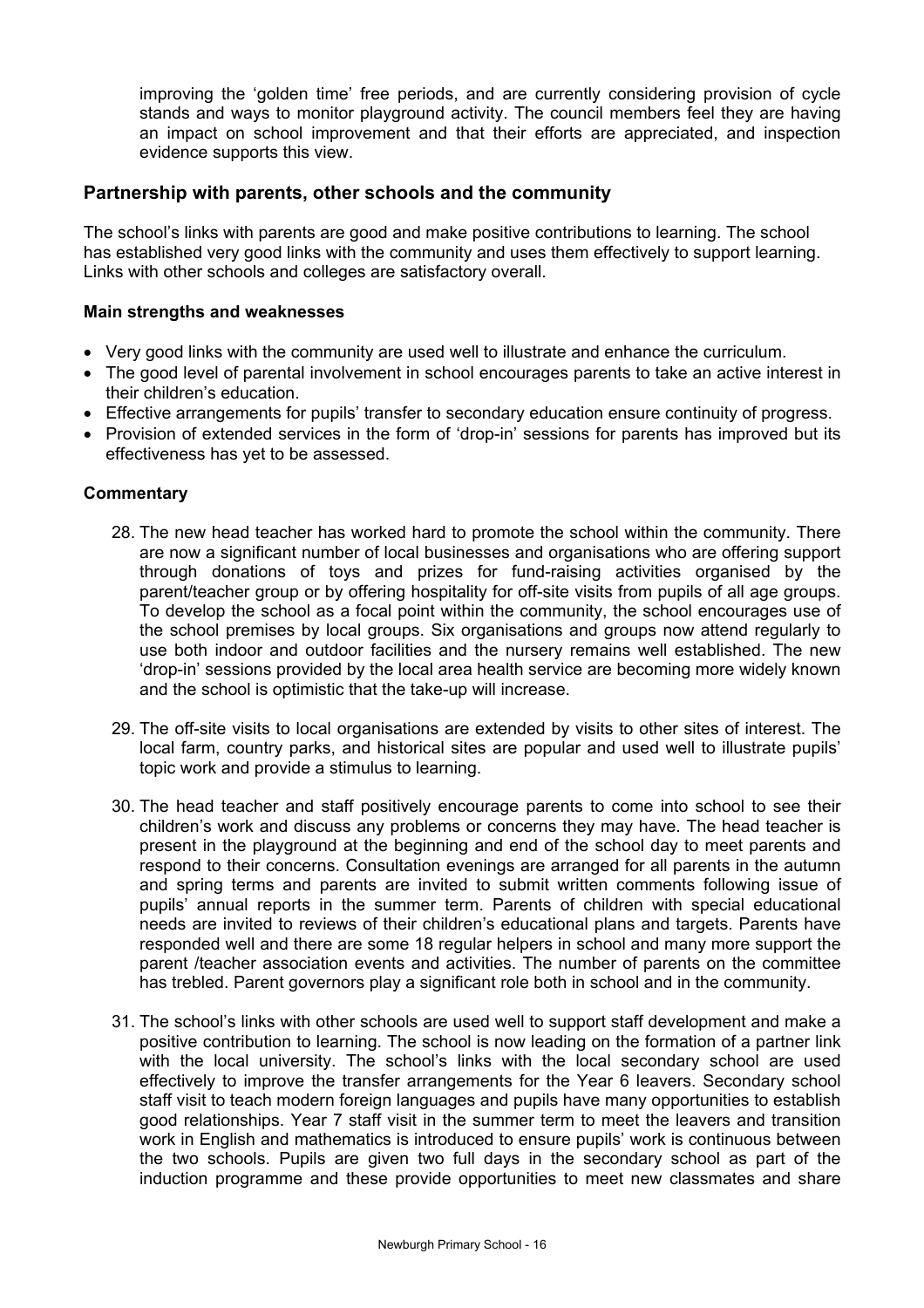improving the 'golden time' free periods, and are currently considering provision of cycle stands and ways to monitor playground activity. The council members feel they are having an impact on school improvement and that their efforts are appreciated, and inspection evidence supports this view.

## Partnership with parents, other schools and the community

The school's links with parents are good and make positive contributions to learning. The school has established very good links with the community and uses them effectively to support learning. Links with other schools and colleges are satisfactory overall.

### Main strengths and weaknesses

- Very good links with the community are used well to illustrate and enhance the curriculum.
- The good level of parental involvement in school encourages parents to take an active interest in their children's education.
- Effective arrangements for pupils' transfer to secondary education ensure continuity of progress.
- Provision of extended services in the form of 'drop-in' sessions for parents has improved but its effectiveness has yet to be assessed.

### Commentary

28. The new head teacher has worked hard to promote the school within the community. There are now a significant number of local businesses and organisations who are offering support through donations of toys and prizes for fund-raising activities organised by the parent/teacher group or by offering hospitality for off-site visits from pupils of all age groups. To develop the school as a focal point within the community, the school encourages use of the school premises by local groups. Six organisations and groups now attend regularly to use both indoor and outdoor facilities and the nursery remains well established. The new 'drop-in' sessions provided by the local area health service are becoming more widely known and the school is optimistic that the take-up will increase.

29. The off-site visits to local organisations are extended by visits to other sites of interest. The local farm, country parks, and historical sites are popular and used well to illustrate pupils' topic work and provide a stimulus to learning.

30. The head teacher and staff positively encourage parents to come into school to see their children's work and discuss any problems or concerns they may have. The head teacher is present in the playground at the beginning and end of the school day to meet parents and respond to their concerns. Consultation evenings are arranged for all parents in the autumn and spring terms and parents are invited to submit written comments following issue of pupils' annual reports in the summer term. Parents of children with special educational needs are invited to reviews of their children's educational plans and targets. Parents have responded well and there are some 18 regular helpers in school and many more support the parent /teacher association events and activities. The number of parents on the committee has trebled. Parent governors play a significant role both in school and in the community.

31. The school's links with other schools are used well to support staff development and make a positive contribution to learning. The school is now leading on the formation of a partner link with the local university. The school's links with the local secondary school are used effectively to improve the transfer arrangements for the Year 6 leavers. Secondary school staff visit to teach modern foreign languages and pupils have many opportunities to establish good relationships. Year 7 staff visit in the summer term to meet the leavers and transition work in English and mathematics is introduced to ensure pupils' work is continuous between the two schools. Pupils are given two full days in the secondary school as part of the induction programme and these provide opportunities to meet new classmates and share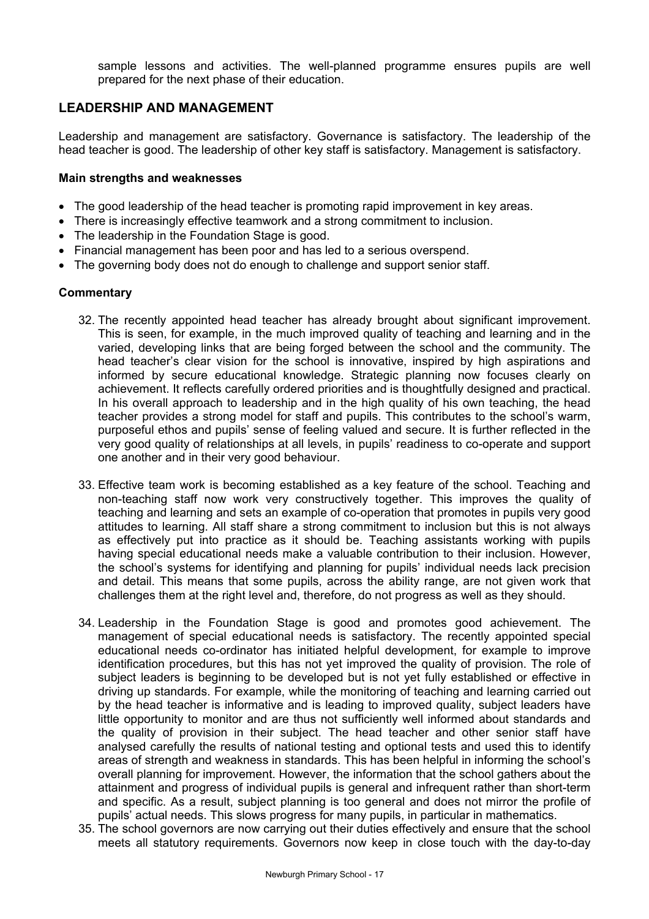sample lessons and activities. The well-planned programme ensures pupils are well prepared for the next phase of their education.

## LEADERSHIP AND MANAGEMENT

Leadership and management are satisfactory. Governance is satisfactory. The leadership of the head teacher is good. The leadership of other key staff is satisfactory. Management is satisfactory.

### Main strengths and weaknesses

- The good leadership of the head teacher is promoting rapid improvement in key areas.
- There is increasingly effective teamwork and a strong commitment to inclusion.
- The leadership in the Foundation Stage is good.
- Financial management has been poor and has led to a serious overspend.
- The governing body does not do enough to challenge and support senior staff.

### Commentary

32. The recently appointed head teacher has already brought about significant improvement. This is seen, for example, in the much improved quality of teaching and learning and in the varied, developing links that are being forged between the school and the community. The head teacher's clear vision for the school is innovative, inspired by high aspirations and informed by secure educational knowledge. Strategic planning now focuses clearly on achievement. It reflects carefully ordered priorities and is thoughtfully designed and practical. In his overall approach to leadership and in the high quality of his own teaching, the head teacher provides a strong model for staff and pupils. This contributes to the school's warm, purposeful ethos and pupils' sense of feeling valued and secure. It is further reflected in the very good quality of relationships at all levels, in pupils' readiness to co-operate and support one another and in their very good behaviour.

33. Effective team work is becoming established as a key feature of the school. Teaching and non-teaching staff now work very constructively together. This improves the quality of teaching and learning and sets an example of co-operation that promotes in pupils very good attitudes to learning. All staff share a strong commitment to inclusion but this is not always as effectively put into practice as it should be. Teaching assistants working with pupils having special educational needs make a valuable contribution to their inclusion. However, the school's systems for identifying and planning for pupils' individual needs lack precision and detail. This means that some pupils, across the ability range, are not given work that challenges them at the right level and, therefore, do not progress as well as they should.

34. Leadership in the Foundation Stage is good and promotes good achievement. The management of special educational needs is satisfactory. The recently appointed special educational needs co-ordinator has initiated helpful development, for example to improve identification procedures, but this has not yet improved the quality of provision. The role of subject leaders is beginning to be developed but is not yet fully established or effective in driving up standards. For example, while the monitoring of teaching and learning carried out by the head teacher is informative and is leading to improved quality, subject leaders have little opportunity to monitor and are thus not sufficiently well informed about standards and the quality of provision in their subject. The head teacher and other senior staff have analysed carefully the results of national testing and optional tests and used this to identify areas of strength and weakness in standards. This has been helpful in informing the school's overall planning for improvement. However, the information that the school gathers about the attainment and progress of individual pupils is general and infrequent rather than short-term and specific. As a result, subject planning is too general and does not mirror the profile of pupils' actual needs. This slows progress for many pupils, in particular in mathematics.

35. The school governors are now carrying out their duties effectively and ensure that the school meets all statutory requirements. Governors now keep in close touch with the day-to-day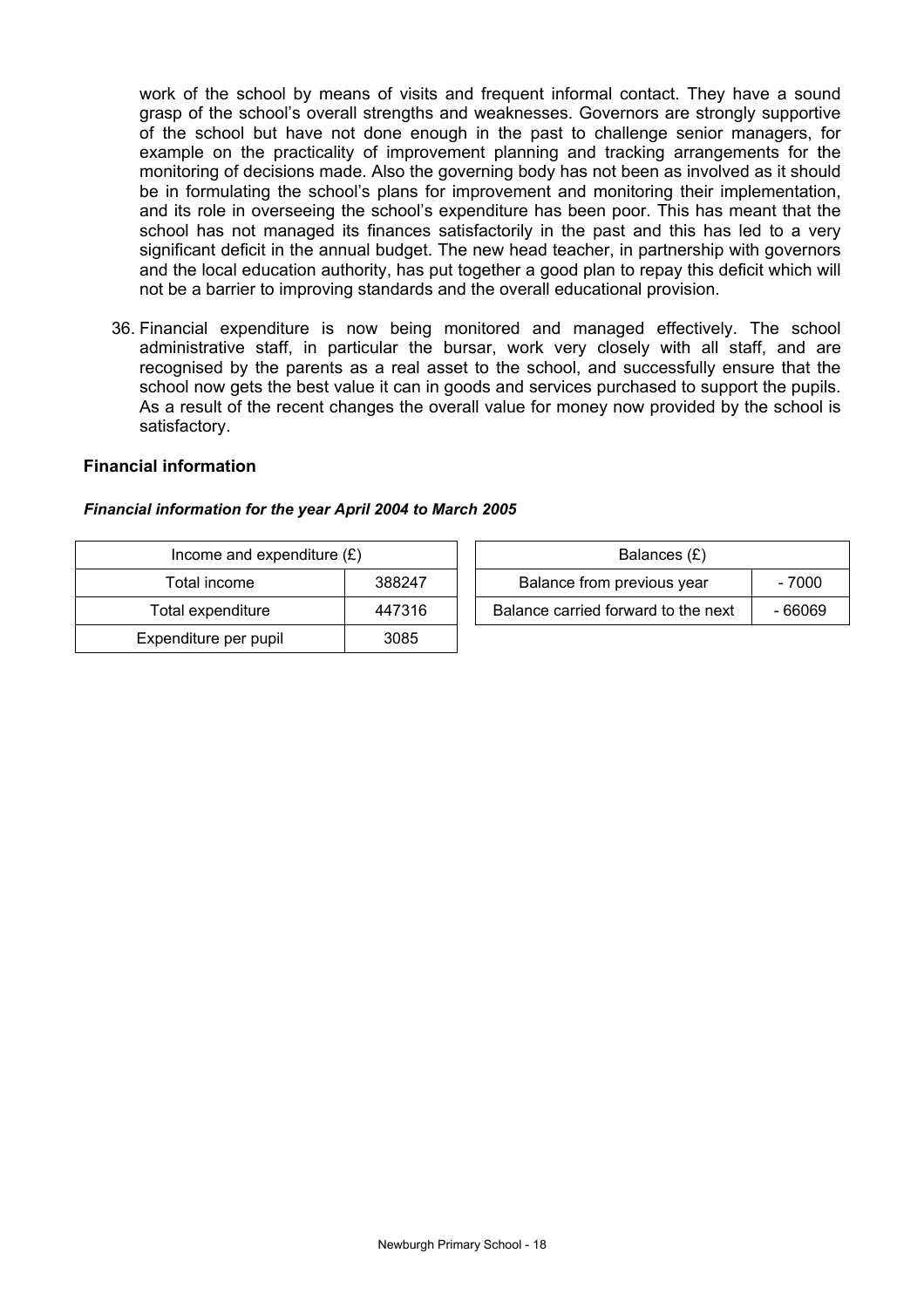work of the school by means of visits and frequent informal contact. They have a sound grasp of the school's overall strengths and weaknesses. Governors are strongly supportive of the school but have not done enough in the past to challenge senior managers, for example on the practicality of improvement planning and tracking arrangements for the monitoring of decisions made. Also the governing body has not been as involved as it should be in formulating the school's plans for improvement and monitoring their implementation, and its role in overseeing the school's expenditure has been poor. This has meant that the school has not managed its finances satisfactorily in the past and this has led to a very significant deficit in the annual budget. The new head teacher, in partnership with governors and the local education authority, has put together a good plan to repay this deficit which will not be a barrier to improving standards and the overall educational provision.

36. Financial expenditure is now being monitored and managed effectively. The school administrative staff, in particular the bursar, work very closely with all staff, and are recognised by the parents as a real asset to the school, and successfully ensure that the school now gets the best value it can in goods and services purchased to support the pupils. As a result of the recent changes the overall value for money now provided by the school is satisfactory.

### Financial information

***Financial information for the year April 2004 to March 2005***

| Income and expenditure (£) | |
|---|---|
| Total income | 388247 |
| Total expenditure | 447316 |
| Expenditure per pupil | 3085 |

| Balances (£) | |
|---|---|
| Balance from previous year | - 7000 |
| Balance carried forward to the next | - 66069 |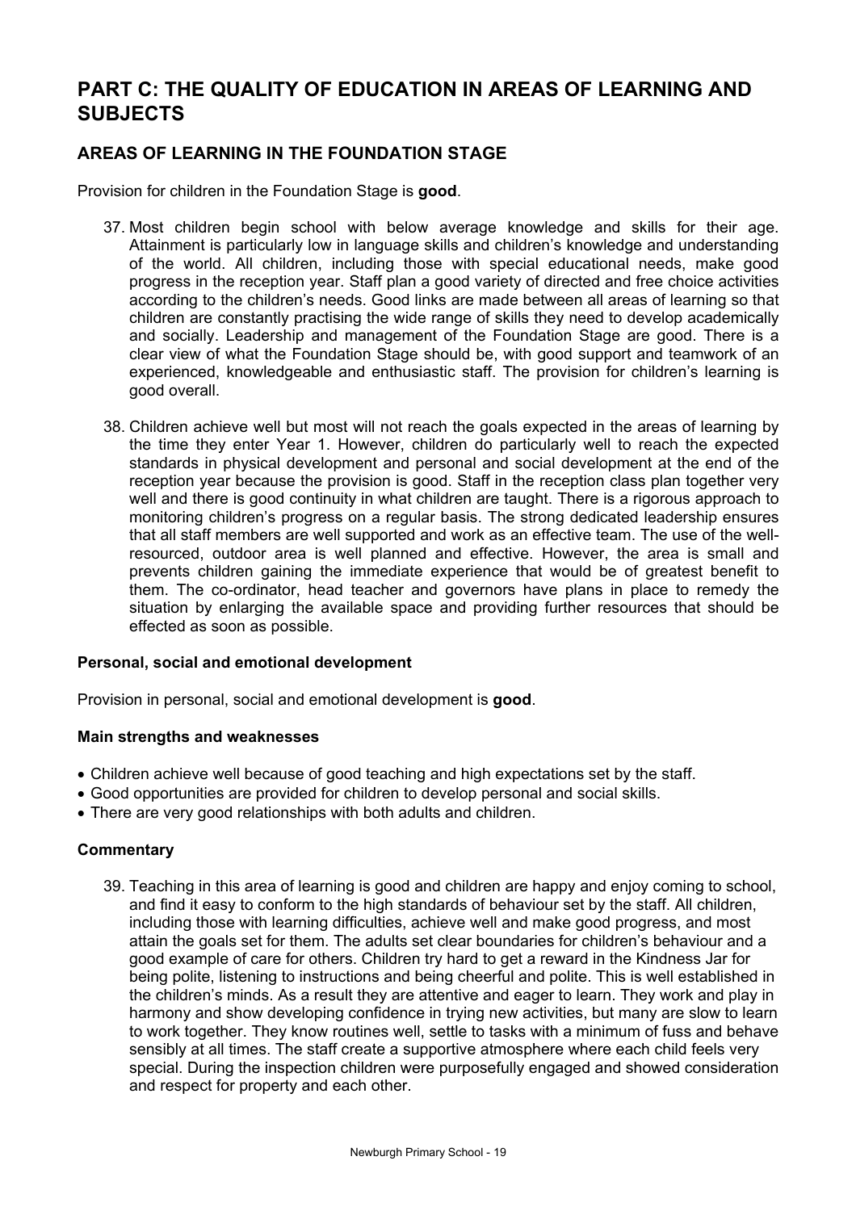# PART C: THE QUALITY OF EDUCATION IN AREAS OF LEARNING AND SUBJECTS

## AREAS OF LEARNING IN THE FOUNDATION STAGE

Provision for children in the Foundation Stage is **good**.

37. Most children begin school with below average knowledge and skills for their age. Attainment is particularly low in language skills and children's knowledge and understanding of the world. All children, including those with special educational needs, make good progress in the reception year. Staff plan a good variety of directed and free choice activities according to the children's needs. Good links are made between all areas of learning so that children are constantly practising the wide range of skills they need to develop academically and socially. Leadership and management of the Foundation Stage are good. There is a clear view of what the Foundation Stage should be, with good support and teamwork of an experienced, knowledgeable and enthusiastic staff. The provision for children's learning is good overall.

38. Children achieve well but most will not reach the goals expected in the areas of learning by the time they enter Year 1. However, children do particularly well to reach the expected standards in physical development and personal and social development at the end of the reception year because the provision is good. Staff in the reception class plan together very well and there is good continuity in what children are taught. There is a rigorous approach to monitoring children's progress on a regular basis. The strong dedicated leadership ensures that all staff members are well supported and work as an effective team. The use of the well-resourced, outdoor area is well planned and effective. However, the area is small and prevents children gaining the immediate experience that would be of greatest benefit to them. The co-ordinator, head teacher and governors have plans in place to remedy the situation by enlarging the available space and providing further resources that should be effected as soon as possible.

### Personal, social and emotional development

Provision in personal, social and emotional development is **good**.

#### Main strengths and weaknesses

- Children achieve well because of good teaching and high expectations set by the staff.
- Good opportunities are provided for children to develop personal and social skills.
- There are very good relationships with both adults and children.

#### Commentary

39. Teaching in this area of learning is good and children are happy and enjoy coming to school, and find it easy to conform to the high standards of behaviour set by the staff. All children, including those with learning difficulties, achieve well and make good progress, and most attain the goals set for them. The adults set clear boundaries for children's behaviour and a good example of care for others. Children try hard to get a reward in the Kindness Jar for being polite, listening to instructions and being cheerful and polite. This is well established in the children's minds. As a result they are attentive and eager to learn. They work and play in harmony and show developing confidence in trying new activities, but many are slow to learn to work together. They know routines well, settle to tasks with a minimum of fuss and behave sensibly at all times. The staff create a supportive atmosphere where each child feels very special. During the inspection children were purposefully engaged and showed consideration and respect for property and each other.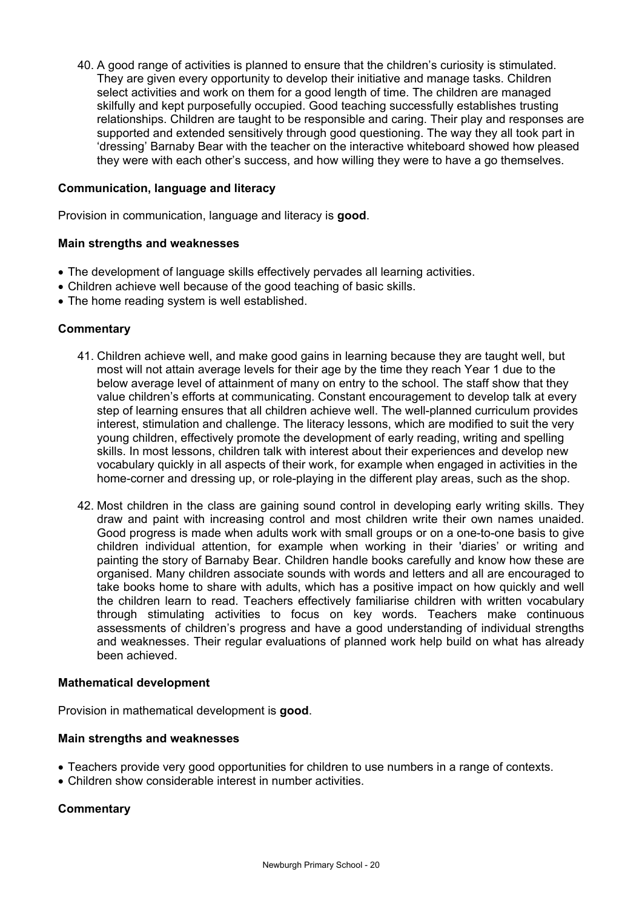40. A good range of activities is planned to ensure that the children's curiosity is stimulated. They are given every opportunity to develop their initiative and manage tasks. Children select activities and work on them for a good length of time. The children are managed skilfully and kept purposefully occupied. Good teaching successfully establishes trusting relationships. Children are taught to be responsible and caring. Their play and responses are supported and extended sensitively through good questioning. The way they all took part in 'dressing' Barnaby Bear with the teacher on the interactive whiteboard showed how pleased they were with each other's success, and how willing they were to have a go themselves.

**Communication, language and literacy**

Provision in communication, language and literacy is **good**.

**Main strengths and weaknesses**

- The development of language skills effectively pervades all learning activities.
- Children achieve well because of the good teaching of basic skills.
- The home reading system is well established.

**Commentary**

41. Children achieve well, and make good gains in learning because they are taught well, but most will not attain average levels for their age by the time they reach Year 1 due to the below average level of attainment of many on entry to the school. The staff show that they value children's efforts at communicating. Constant encouragement to develop talk at every step of learning ensures that all children achieve well. The well-planned curriculum provides interest, stimulation and challenge. The literacy lessons, which are modified to suit the very young children, effectively promote the development of early reading, writing and spelling skills. In most lessons, children talk with interest about their experiences and develop new vocabulary quickly in all aspects of their work, for example when engaged in activities in the home-corner and dressing up, or role-playing in the different play areas, such as the shop.

42. Most children in the class are gaining sound control in developing early writing skills. They draw and paint with increasing control and most children write their own names unaided. Good progress is made when adults work with small groups or on a one-to-one basis to give children individual attention, for example when working in their 'diaries' or writing and painting the story of Barnaby Bear. Children handle books carefully and know how these are organised. Many children associate sounds with words and letters and all are encouraged to take books home to share with adults, which has a positive impact on how quickly and well the children learn to read. Teachers effectively familiarise children with written vocabulary through stimulating activities to focus on key words. Teachers make continuous assessments of children's progress and have a good understanding of individual strengths and weaknesses. Their regular evaluations of planned work help build on what has already been achieved.

**Mathematical development**

Provision in mathematical development is **good**.

**Main strengths and weaknesses**

- Teachers provide very good opportunities for children to use numbers in a range of contexts.
- Children show considerable interest in number activities.

**Commentary**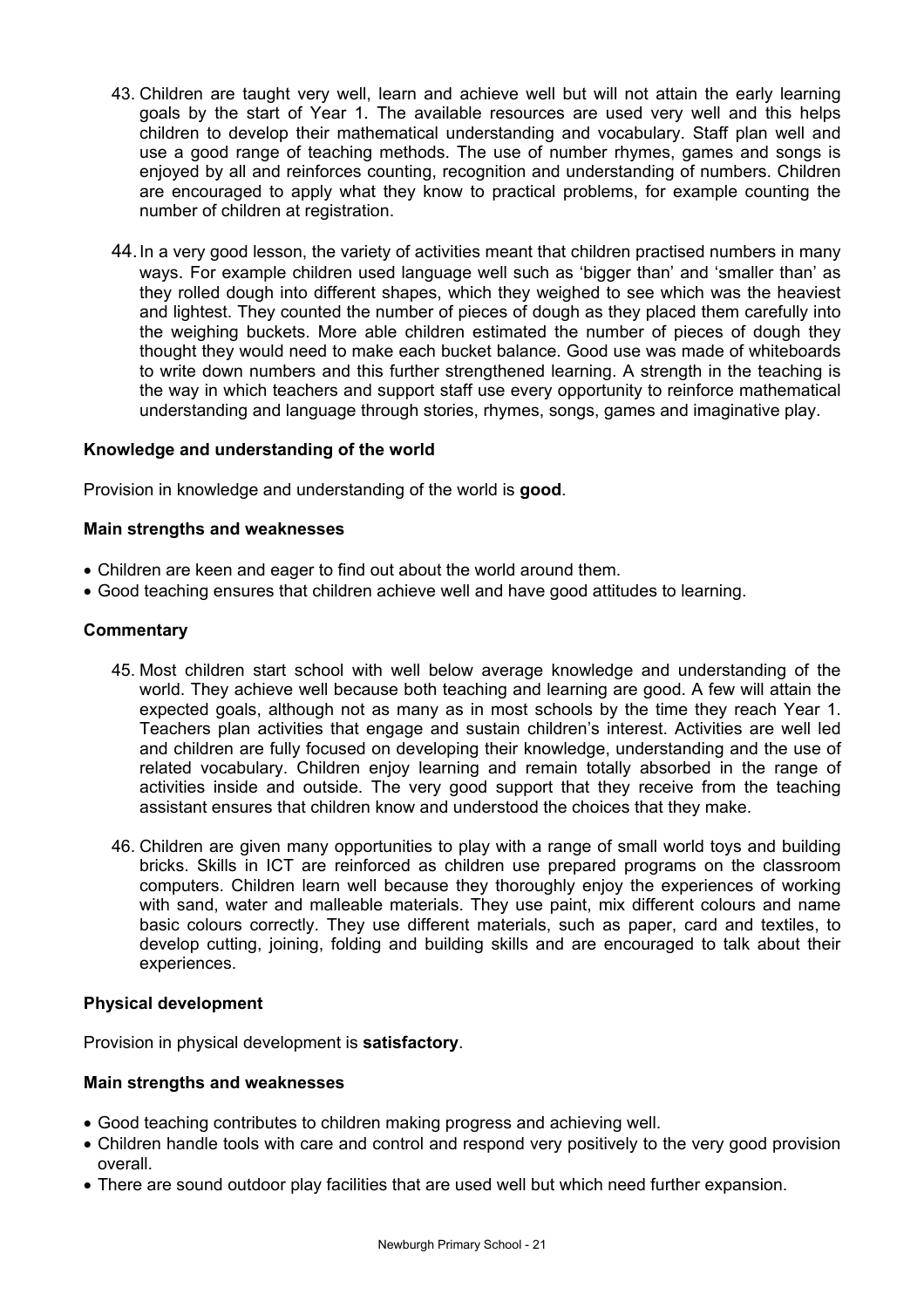43. Children are taught very well, learn and achieve well but will not attain the early learning goals by the start of Year 1. The available resources are used very well and this helps children to develop their mathematical understanding and vocabulary. Staff plan well and use a good range of teaching methods. The use of number rhymes, games and songs is enjoyed by all and reinforces counting, recognition and understanding of numbers. Children are encouraged to apply what they know to practical problems, for example counting the number of children at registration.

44. In a very good lesson, the variety of activities meant that children practised numbers in many ways. For example children used language well such as 'bigger than' and 'smaller than' as they rolled dough into different shapes, which they weighed to see which was the heaviest and lightest. They counted the number of pieces of dough as they placed them carefully into the weighing buckets. More able children estimated the number of pieces of dough they thought they would need to make each bucket balance. Good use was made of whiteboards to write down numbers and this further strengthened learning. A strength in the teaching is the way in which teachers and support staff use every opportunity to reinforce mathematical understanding and language through stories, rhymes, songs, games and imaginative play.

**Knowledge and understanding of the world**

Provision in knowledge and understanding of the world is **good**.

**Main strengths and weaknesses**

- Children are keen and eager to find out about the world around them.
- Good teaching ensures that children achieve well and have good attitudes to learning.

**Commentary**

45. Most children start school with well below average knowledge and understanding of the world. They achieve well because both teaching and learning are good. A few will attain the expected goals, although not as many as in most schools by the time they reach Year 1. Teachers plan activities that engage and sustain children's interest. Activities are well led and children are fully focused on developing their knowledge, understanding and the use of related vocabulary. Children enjoy learning and remain totally absorbed in the range of activities inside and outside. The very good support that they receive from the teaching assistant ensures that children know and understood the choices that they make.

46. Children are given many opportunities to play with a range of small world toys and building bricks. Skills in ICT are reinforced as children use prepared programs on the classroom computers. Children learn well because they thoroughly enjoy the experiences of working with sand, water and malleable materials. They use paint, mix different colours and name basic colours correctly. They use different materials, such as paper, card and textiles, to develop cutting, joining, folding and building skills and are encouraged to talk about their experiences.

**Physical development**

Provision in physical development is **satisfactory**.

**Main strengths and weaknesses**

- Good teaching contributes to children making progress and achieving well.
- Children handle tools with care and control and respond very positively to the very good provision overall.
- There are sound outdoor play facilities that are used well but which need further expansion.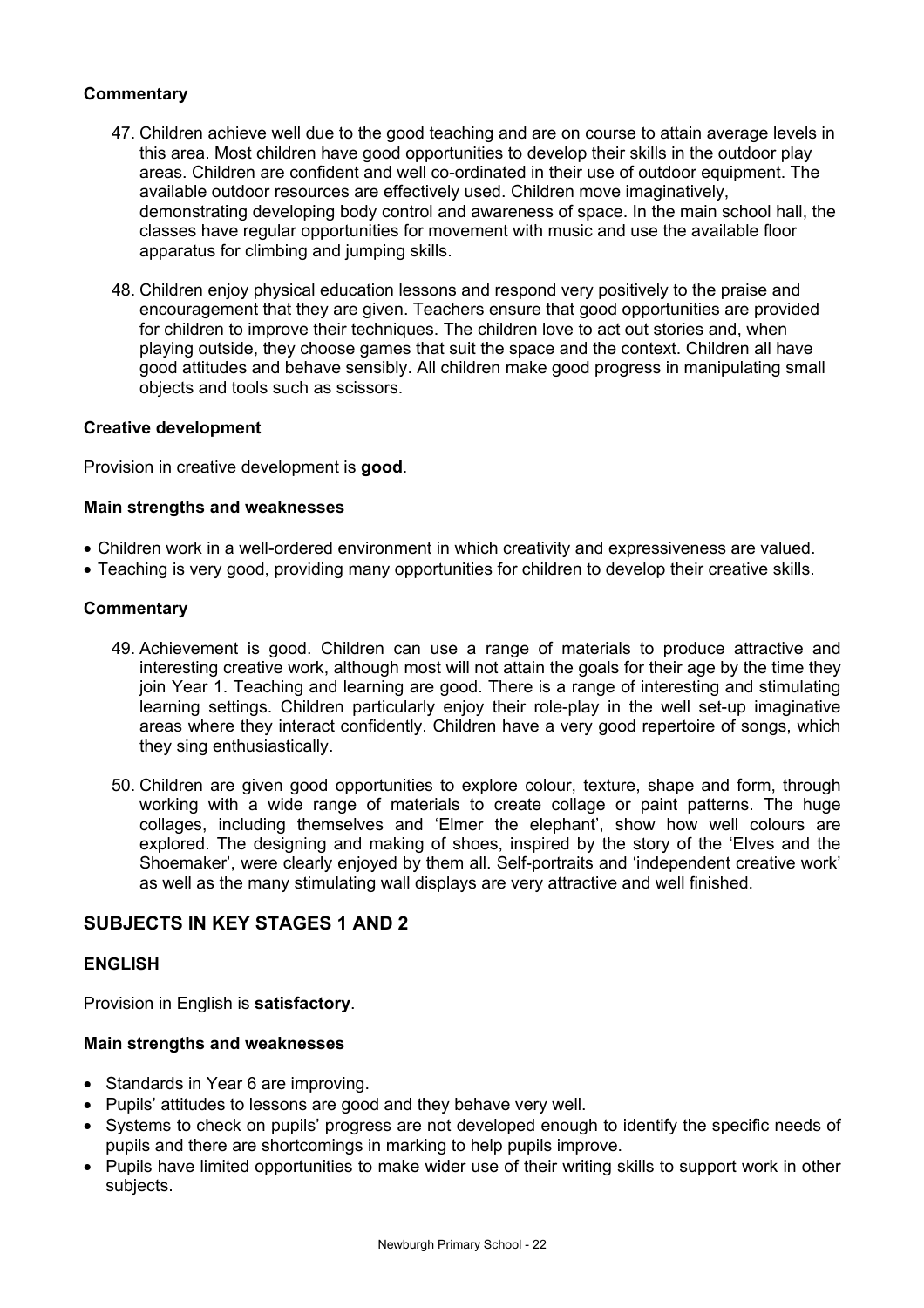### Commentary

47. Children achieve well due to the good teaching and are on course to attain average levels in this area. Most children have good opportunities to develop their skills in the outdoor play areas. Children are confident and well co-ordinated in their use of outdoor equipment. The available outdoor resources are effectively used. Children move imaginatively, demonstrating developing body control and awareness of space. In the main school hall, the classes have regular opportunities for movement with music and use the available floor apparatus for climbing and jumping skills.

48. Children enjoy physical education lessons and respond very positively to the praise and encouragement that they are given. Teachers ensure that good opportunities are provided for children to improve their techniques. The children love to act out stories and, when playing outside, they choose games that suit the space and the context. Children all have good attitudes and behave sensibly. All children make good progress in manipulating small objects and tools such as scissors.

### Creative development

Provision in creative development is **good**.

#### Main strengths and weaknesses

- Children work in a well-ordered environment in which creativity and expressiveness are valued.
- Teaching is very good, providing many opportunities for children to develop their creative skills.

### Commentary

49. Achievement is good. Children can use a range of materials to produce attractive and interesting creative work, although most will not attain the goals for their age by the time they join Year 1. Teaching and learning are good. There is a range of interesting and stimulating learning settings. Children particularly enjoy their role-play in the well set-up imaginative areas where they interact confidently. Children have a very good repertoire of songs, which they sing enthusiastically.

50. Children are given good opportunities to explore colour, texture, shape and form, through working with a wide range of materials to create collage or paint patterns. The huge collages, including themselves and 'Elmer the elephant', show how well colours are explored. The designing and making of shoes, inspired by the story of the 'Elves and the Shoemaker', were clearly enjoyed by them all. Self-portraits and 'independent creative work' as well as the many stimulating wall displays are very attractive and well finished.

## SUBJECTS IN KEY STAGES 1 AND 2

### ENGLISH

Provision in English is **satisfactory**.

#### Main strengths and weaknesses

- Standards in Year 6 are improving.
- Pupils' attitudes to lessons are good and they behave very well.
- Systems to check on pupils' progress are not developed enough to identify the specific needs of pupils and there are shortcomings in marking to help pupils improve.
- Pupils have limited opportunities to make wider use of their writing skills to support work in other subjects.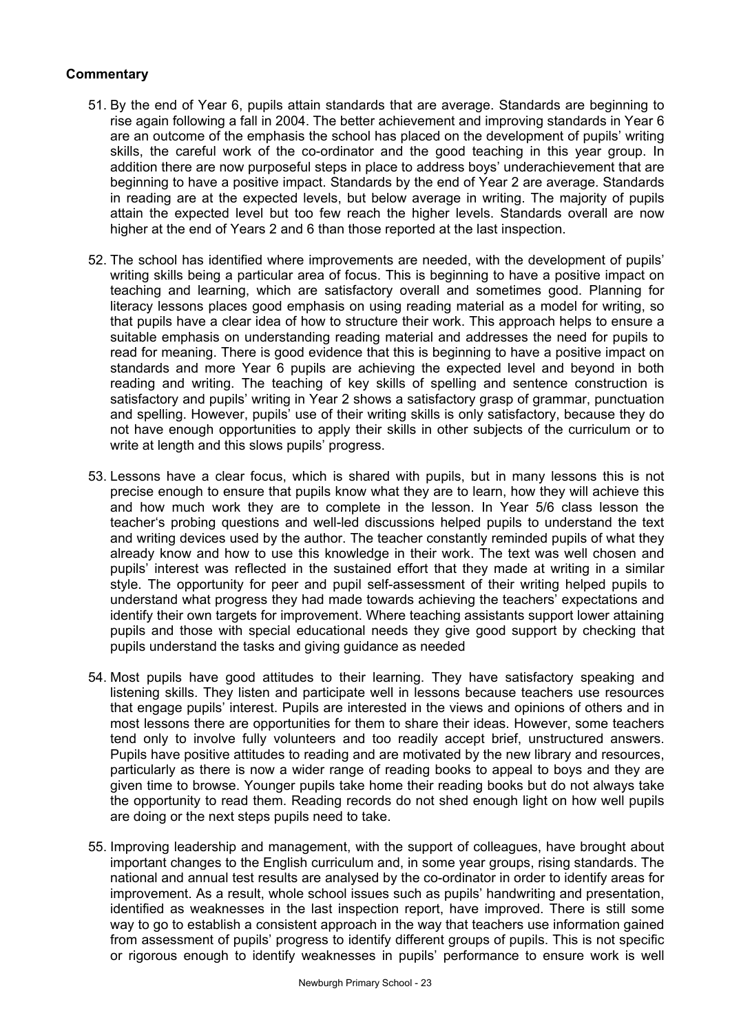**Commentary**

51. By the end of Year 6, pupils attain standards that are average. Standards are beginning to rise again following a fall in 2004. The better achievement and improving standards in Year 6 are an outcome of the emphasis the school has placed on the development of pupils' writing skills, the careful work of the co-ordinator and the good teaching in this year group. In addition there are now purposeful steps in place to address boys' underachievement that are beginning to have a positive impact. Standards by the end of Year 2 are average. Standards in reading are at the expected levels, but below average in writing. The majority of pupils attain the expected level but too few reach the higher levels. Standards overall are now higher at the end of Years 2 and 6 than those reported at the last inspection.

52. The school has identified where improvements are needed, with the development of pupils' writing skills being a particular area of focus. This is beginning to have a positive impact on teaching and learning, which are satisfactory overall and sometimes good. Planning for literacy lessons places good emphasis on using reading material as a model for writing, so that pupils have a clear idea of how to structure their work. This approach helps to ensure a suitable emphasis on understanding reading material and addresses the need for pupils to read for meaning. There is good evidence that this is beginning to have a positive impact on standards and more Year 6 pupils are achieving the expected level and beyond in both reading and writing. The teaching of key skills of spelling and sentence construction is satisfactory and pupils' writing in Year 2 shows a satisfactory grasp of grammar, punctuation and spelling. However, pupils' use of their writing skills is only satisfactory, because they do not have enough opportunities to apply their skills in other subjects of the curriculum or to write at length and this slows pupils' progress.

53. Lessons have a clear focus, which is shared with pupils, but in many lessons this is not precise enough to ensure that pupils know what they are to learn, how they will achieve this and how much work they are to complete in the lesson. In Year 5/6 class lesson the teacher's probing questions and well-led discussions helped pupils to understand the text and writing devices used by the author. The teacher constantly reminded pupils of what they already know and how to use this knowledge in their work. The text was well chosen and pupils' interest was reflected in the sustained effort that they made at writing in a similar style. The opportunity for peer and pupil self-assessment of their writing helped pupils to understand what progress they had made towards achieving the teachers' expectations and identify their own targets for improvement. Where teaching assistants support lower attaining pupils and those with special educational needs they give good support by checking that pupils understand the tasks and giving guidance as needed

54. Most pupils have good attitudes to their learning. They have satisfactory speaking and listening skills. They listen and participate well in lessons because teachers use resources that engage pupils' interest. Pupils are interested in the views and opinions of others and in most lessons there are opportunities for them to share their ideas. However, some teachers tend only to involve fully volunteers and too readily accept brief, unstructured answers. Pupils have positive attitudes to reading and are motivated by the new library and resources, particularly as there is now a wider range of reading books to appeal to boys and they are given time to browse. Younger pupils take home their reading books but do not always take the opportunity to read them. Reading records do not shed enough light on how well pupils are doing or the next steps pupils need to take.

55. Improving leadership and management, with the support of colleagues, have brought about important changes to the English curriculum and, in some year groups, rising standards. The national and annual test results are analysed by the co-ordinator in order to identify areas for improvement. As a result, whole school issues such as pupils' handwriting and presentation, identified as weaknesses in the last inspection report, have improved. There is still some way to go to establish a consistent approach in the way that teachers use information gained from assessment of pupils' progress to identify different groups of pupils. This is not specific or rigorous enough to identify weaknesses in pupils' performance to ensure work is well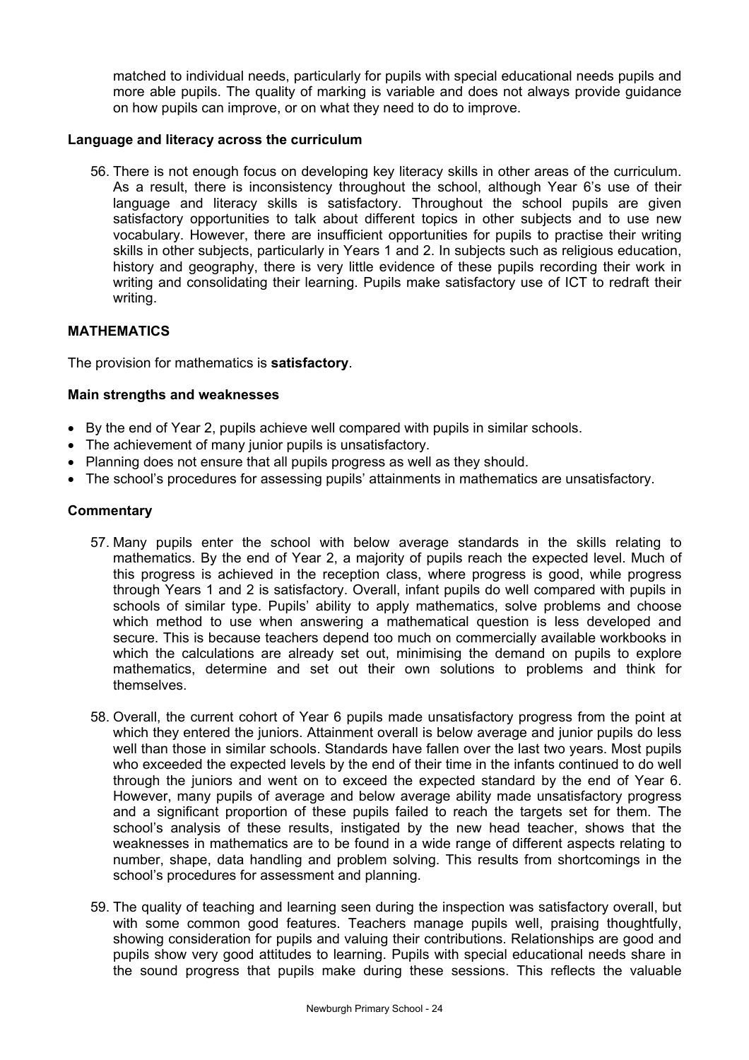matched to individual needs, particularly for pupils with special educational needs pupils and more able pupils. The quality of marking is variable and does not always provide guidance on how pupils can improve, or on what they need to do to improve.

**Language and literacy across the curriculum**

56. There is not enough focus on developing key literacy skills in other areas of the curriculum. As a result, there is inconsistency throughout the school, although Year 6's use of their language and literacy skills is satisfactory. Throughout the school pupils are given satisfactory opportunities to talk about different topics in other subjects and to use new vocabulary. However, there are insufficient opportunities for pupils to practise their writing skills in other subjects, particularly in Years 1 and 2. In subjects such as religious education, history and geography, there is very little evidence of these pupils recording their work in writing and consolidating their learning. Pupils make satisfactory use of ICT to redraft their writing.

**MATHEMATICS**

The provision for mathematics is **satisfactory**.

**Main strengths and weaknesses**

- By the end of Year 2, pupils achieve well compared with pupils in similar schools.
- The achievement of many junior pupils is unsatisfactory.
- Planning does not ensure that all pupils progress as well as they should.
- The school's procedures for assessing pupils' attainments in mathematics are unsatisfactory.

**Commentary**

57. Many pupils enter the school with below average standards in the skills relating to mathematics. By the end of Year 2, a majority of pupils reach the expected level. Much of this progress is achieved in the reception class, where progress is good, while progress through Years 1 and 2 is satisfactory. Overall, infant pupils do well compared with pupils in schools of similar type. Pupils' ability to apply mathematics, solve problems and choose which method to use when answering a mathematical question is less developed and secure. This is because teachers depend too much on commercially available workbooks in which the calculations are already set out, minimising the demand on pupils to explore mathematics, determine and set out their own solutions to problems and think for themselves.

58. Overall, the current cohort of Year 6 pupils made unsatisfactory progress from the point at which they entered the juniors. Attainment overall is below average and junior pupils do less well than those in similar schools. Standards have fallen over the last two years. Most pupils who exceeded the expected levels by the end of their time in the infants continued to do well through the juniors and went on to exceed the expected standard by the end of Year 6. However, many pupils of average and below average ability made unsatisfactory progress and a significant proportion of these pupils failed to reach the targets set for them. The school's analysis of these results, instigated by the new head teacher, shows that the weaknesses in mathematics are to be found in a wide range of different aspects relating to number, shape, data handling and problem solving. This results from shortcomings in the school's procedures for assessment and planning.

59. The quality of teaching and learning seen during the inspection was satisfactory overall, but with some common good features. Teachers manage pupils well, praising thoughtfully, showing consideration for pupils and valuing their contributions. Relationships are good and pupils show very good attitudes to learning. Pupils with special educational needs share in the sound progress that pupils make during these sessions. This reflects the valuable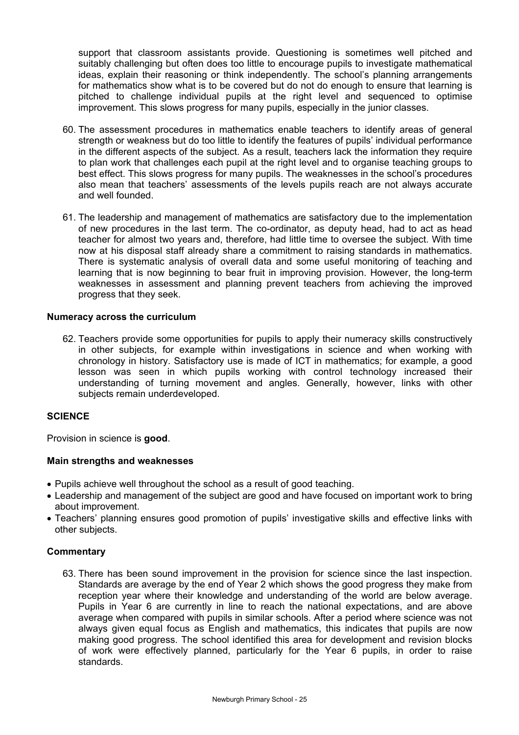support that classroom assistants provide. Questioning is sometimes well pitched and suitably challenging but often does too little to encourage pupils to investigate mathematical ideas, explain their reasoning or think independently. The school's planning arrangements for mathematics show what is to be covered but do not do enough to ensure that learning is pitched to challenge individual pupils at the right level and sequenced to optimise improvement. This slows progress for many pupils, especially in the junior classes.

60. The assessment procedures in mathematics enable teachers to identify areas of general strength or weakness but do too little to identify the features of pupils' individual performance in the different aspects of the subject. As a result, teachers lack the information they require to plan work that challenges each pupil at the right level and to organise teaching groups to best effect. This slows progress for many pupils. The weaknesses in the school's procedures also mean that teachers' assessments of the levels pupils reach are not always accurate and well founded.

61. The leadership and management of mathematics are satisfactory due to the implementation of new procedures in the last term. The co-ordinator, as deputy head, had to act as head teacher for almost two years and, therefore, had little time to oversee the subject. With time now at his disposal staff already share a commitment to raising standards in mathematics. There is systematic analysis of overall data and some useful monitoring of teaching and learning that is now beginning to bear fruit in improving provision. However, the long-term weaknesses in assessment and planning prevent teachers from achieving the improved progress that they seek.

### Numeracy across the curriculum

62. Teachers provide some opportunities for pupils to apply their numeracy skills constructively in other subjects, for example within investigations in science and when working with chronology in history. Satisfactory use is made of ICT in mathematics; for example, a good lesson was seen in which pupils working with control technology increased their understanding of turning movement and angles. Generally, however, links with other subjects remain underdeveloped.

## SCIENCE

Provision in science is **good**.

### Main strengths and weaknesses

- Pupils achieve well throughout the school as a result of good teaching.
- Leadership and management of the subject are good and have focused on important work to bring about improvement.
- Teachers' planning ensures good promotion of pupils' investigative skills and effective links with other subjects.

### Commentary

63. There has been sound improvement in the provision for science since the last inspection. Standards are average by the end of Year 2 which shows the good progress they make from reception year where their knowledge and understanding of the world are below average. Pupils in Year 6 are currently in line to reach the national expectations, and are above average when compared with pupils in similar schools. After a period where science was not always given equal focus as English and mathematics, this indicates that pupils are now making good progress. The school identified this area for development and revision blocks of work were effectively planned, particularly for the Year 6 pupils, in order to raise standards.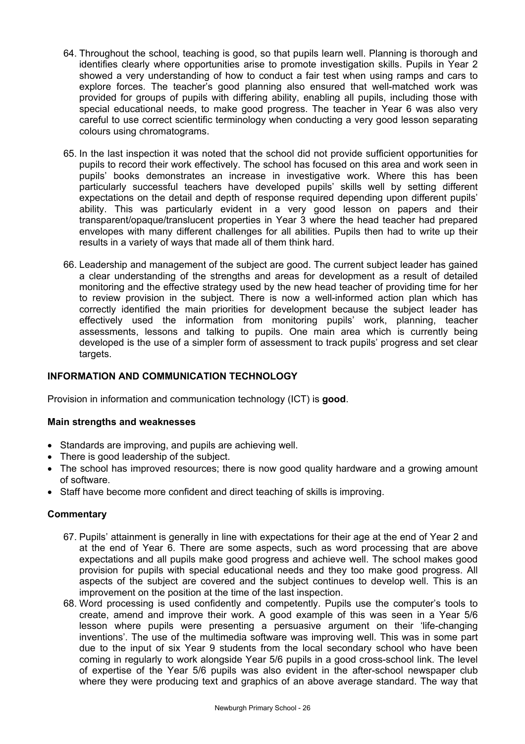64. Throughout the school, teaching is good, so that pupils learn well. Planning is thorough and identifies clearly where opportunities arise to promote investigation skills. Pupils in Year 2 showed a very understanding of how to conduct a fair test when using ramps and cars to explore forces. The teacher's good planning also ensured that well-matched work was provided for groups of pupils with differing ability, enabling all pupils, including those with special educational needs, to make good progress. The teacher in Year 6 was also very careful to use correct scientific terminology when conducting a very good lesson separating colours using chromatograms.

65. In the last inspection it was noted that the school did not provide sufficient opportunities for pupils to record their work effectively. The school has focused on this area and work seen in pupils' books demonstrates an increase in investigative work. Where this has been particularly successful teachers have developed pupils' skills well by setting different expectations on the detail and depth of response required depending upon different pupils' ability. This was particularly evident in a very good lesson on papers and their transparent/opaque/translucent properties in Year 3 where the head teacher had prepared envelopes with many different challenges for all abilities. Pupils then had to write up their results in a variety of ways that made all of them think hard.

66. Leadership and management of the subject are good. The current subject leader has gained a clear understanding of the strengths and areas for development as a result of detailed monitoring and the effective strategy used by the new head teacher of providing time for her to review provision in the subject. There is now a well-informed action plan which has correctly identified the main priorities for development because the subject leader has effectively used the information from monitoring pupils' work, planning, teacher assessments, lessons and talking to pupils. One main area which is currently being developed is the use of a simpler form of assessment to track pupils' progress and set clear targets.

## INFORMATION AND COMMUNICATION TECHNOLOGY

Provision in information and communication technology (ICT) is **good**.

### Main strengths and weaknesses

- Standards are improving, and pupils are achieving well.
- There is good leadership of the subject.
- The school has improved resources; there is now good quality hardware and a growing amount of software.
- Staff have become more confident and direct teaching of skills is improving.

### Commentary

67. Pupils' attainment is generally in line with expectations for their age at the end of Year 2 and at the end of Year 6. There are some aspects, such as word processing that are above expectations and all pupils make good progress and achieve well. The school makes good provision for pupils with special educational needs and they too make good progress. All aspects of the subject are covered and the subject continues to develop well. This is an improvement on the position at the time of the last inspection.

68. Word processing is used confidently and competently. Pupils use the computer's tools to create, amend and improve their work. A good example of this was seen in a Year 5/6 lesson where pupils were presenting a persuasive argument on their 'life-changing inventions'. The use of the multimedia software was improving well. This was in some part due to the input of six Year 9 students from the local secondary school who have been coming in regularly to work alongside Year 5/6 pupils in a good cross-school link. The level of expertise of the Year 5/6 pupils was also evident in the after-school newspaper club where they were producing text and graphics of an above average standard. The way that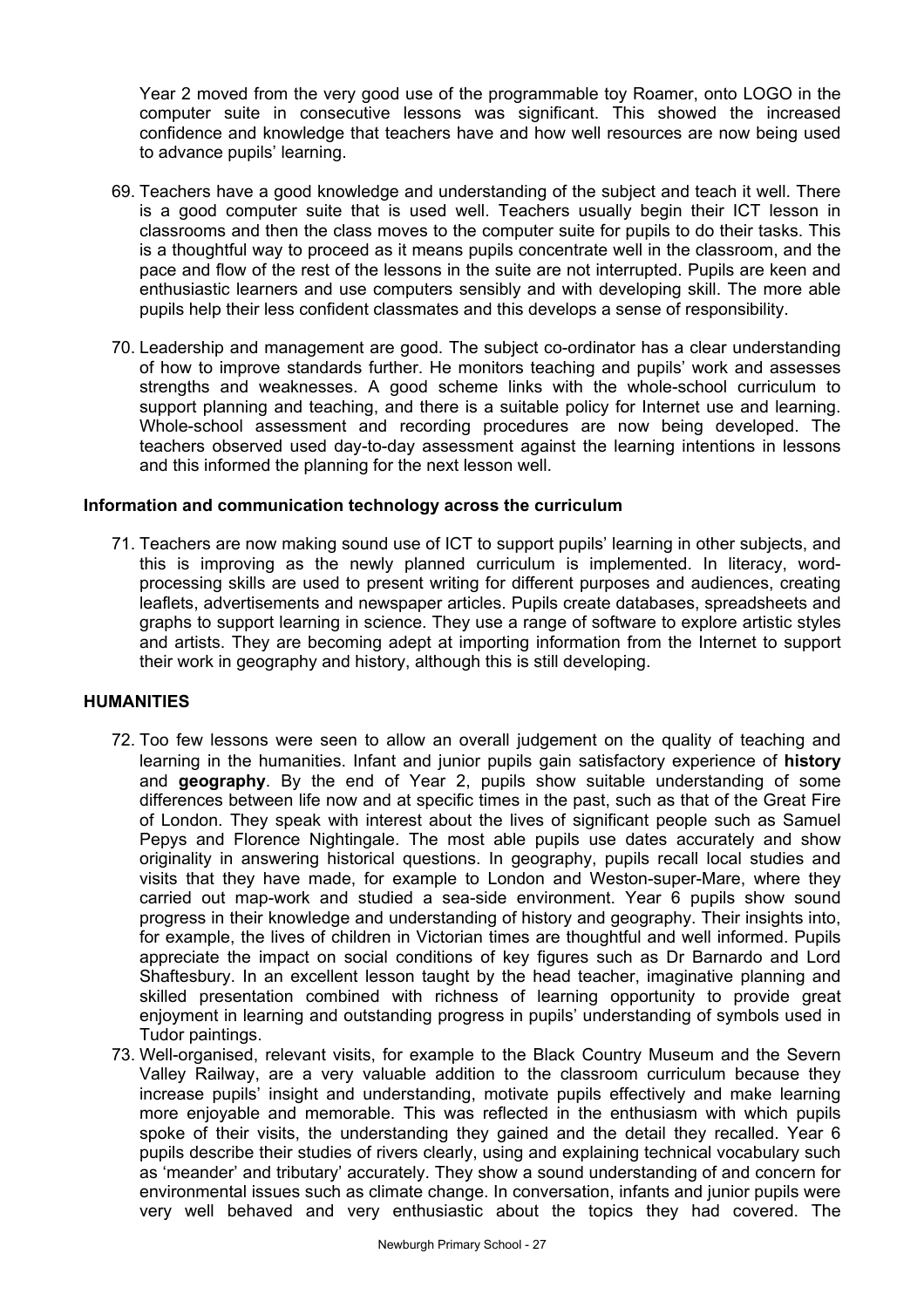Year 2 moved from the very good use of the programmable toy Roamer, onto LOGO in the computer suite in consecutive lessons was significant. This showed the increased confidence and knowledge that teachers have and how well resources are now being used to advance pupils' learning.

69. Teachers have a good knowledge and understanding of the subject and teach it well. There is a good computer suite that is used well. Teachers usually begin their ICT lesson in classrooms and then the class moves to the computer suite for pupils to do their tasks. This is a thoughtful way to proceed as it means pupils concentrate well in the classroom, and the pace and flow of the rest of the lessons in the suite are not interrupted. Pupils are keen and enthusiastic learners and use computers sensibly and with developing skill. The more able pupils help their less confident classmates and this develops a sense of responsibility.

70. Leadership and management are good. The subject co-ordinator has a clear understanding of how to improve standards further. He monitors teaching and pupils' work and assesses strengths and weaknesses. A good scheme links with the whole-school curriculum to support planning and teaching, and there is a suitable policy for Internet use and learning. Whole-school assessment and recording procedures are now being developed. The teachers observed used day-to-day assessment against the learning intentions in lessons and this informed the planning for the next lesson well.

### Information and communication technology across the curriculum

71. Teachers are now making sound use of ICT to support pupils' learning in other subjects, and this is improving as the newly planned curriculum is implemented. In literacy, word-processing skills are used to present writing for different purposes and audiences, creating leaflets, advertisements and newspaper articles. Pupils create databases, spreadsheets and graphs to support learning in science. They use a range of software to explore artistic styles and artists. They are becoming adept at importing information from the Internet to support their work in geography and history, although this is still developing.

## HUMANITIES

72. Too few lessons were seen to allow an overall judgement on the quality of teaching and learning in the humanities. Infant and junior pupils gain satisfactory experience of **history** and **geography**. By the end of Year 2, pupils show suitable understanding of some differences between life now and at specific times in the past, such as that of the Great Fire of London. They speak with interest about the lives of significant people such as Samuel Pepys and Florence Nightingale. The most able pupils use dates accurately and show originality in answering historical questions. In geography, pupils recall local studies and visits that they have made, for example to London and Weston-super-Mare, where they carried out map-work and studied a sea-side environment. Year 6 pupils show sound progress in their knowledge and understanding of history and geography. Their insights into, for example, the lives of children in Victorian times are thoughtful and well informed. Pupils appreciate the impact on social conditions of key figures such as Dr Barnardo and Lord Shaftesbury. In an excellent lesson taught by the head teacher, imaginative planning and skilled presentation combined with richness of learning opportunity to provide great enjoyment in learning and outstanding progress in pupils' understanding of symbols used in Tudor paintings.

73. Well-organised, relevant visits, for example to the Black Country Museum and the Severn Valley Railway, are a very valuable addition to the classroom curriculum because they increase pupils' insight and understanding, motivate pupils effectively and make learning more enjoyable and memorable. This was reflected in the enthusiasm with which pupils spoke of their visits, the understanding they gained and the detail they recalled. Year 6 pupils describe their studies of rivers clearly, using and explaining technical vocabulary such as 'meander' and tributary' accurately. They show a sound understanding of and concern for environmental issues such as climate change. In conversation, infants and junior pupils were very well behaved and very enthusiastic about the topics they had covered. The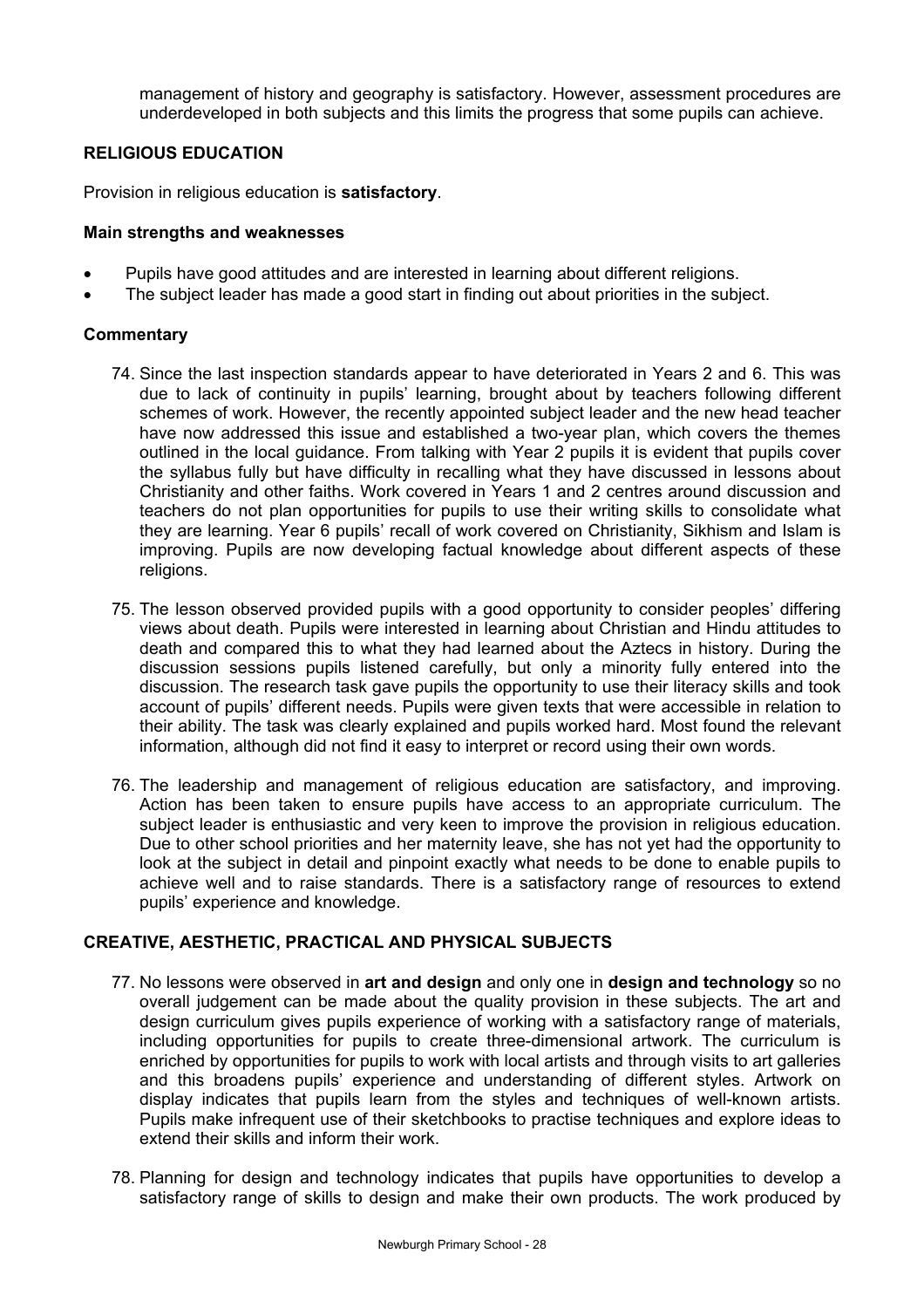management of history and geography is satisfactory. However, assessment procedures are underdeveloped in both subjects and this limits the progress that some pupils can achieve.

### RELIGIOUS EDUCATION

Provision in religious education is **satisfactory**.

#### Main strengths and weaknesses

- Pupils have good attitudes and are interested in learning about different religions.
- The subject leader has made a good start in finding out about priorities in the subject.

#### Commentary

74. Since the last inspection standards appear to have deteriorated in Years 2 and 6. This was due to lack of continuity in pupils' learning, brought about by teachers following different schemes of work. However, the recently appointed subject leader and the new head teacher have now addressed this issue and established a two-year plan, which covers the themes outlined in the local guidance. From talking with Year 2 pupils it is evident that pupils cover the syllabus fully but have difficulty in recalling what they have discussed in lessons about Christianity and other faiths. Work covered in Years 1 and 2 centres around discussion and teachers do not plan opportunities for pupils to use their writing skills to consolidate what they are learning. Year 6 pupils' recall of work covered on Christianity, Sikhism and Islam is improving. Pupils are now developing factual knowledge about different aspects of these religions.

75. The lesson observed provided pupils with a good opportunity to consider peoples' differing views about death. Pupils were interested in learning about Christian and Hindu attitudes to death and compared this to what they had learned about the Aztecs in history. During the discussion sessions pupils listened carefully, but only a minority fully entered into the discussion. The research task gave pupils the opportunity to use their literacy skills and took account of pupils' different needs. Pupils were given texts that were accessible in relation to their ability. The task was clearly explained and pupils worked hard. Most found the relevant information, although did not find it easy to interpret or record using their own words.

76. The leadership and management of religious education are satisfactory, and improving. Action has been taken to ensure pupils have access to an appropriate curriculum. The subject leader is enthusiastic and very keen to improve the provision in religious education. Due to other school priorities and her maternity leave, she has not yet had the opportunity to look at the subject in detail and pinpoint exactly what needs to be done to enable pupils to achieve well and to raise standards. There is a satisfactory range of resources to extend pupils' experience and knowledge.

### CREATIVE, AESTHETIC, PRACTICAL AND PHYSICAL SUBJECTS

77. No lessons were observed in **art and design** and only one in **design and technology** so no overall judgement can be made about the quality provision in these subjects. The art and design curriculum gives pupils experience of working with a satisfactory range of materials, including opportunities for pupils to create three-dimensional artwork. The curriculum is enriched by opportunities for pupils to work with local artists and through visits to art galleries and this broadens pupils' experience and understanding of different styles. Artwork on display indicates that pupils learn from the styles and techniques of well-known artists. Pupils make infrequent use of their sketchbooks to practise techniques and explore ideas to extend their skills and inform their work.

78. Planning for design and technology indicates that pupils have opportunities to develop a satisfactory range of skills to design and make their own products. The work produced by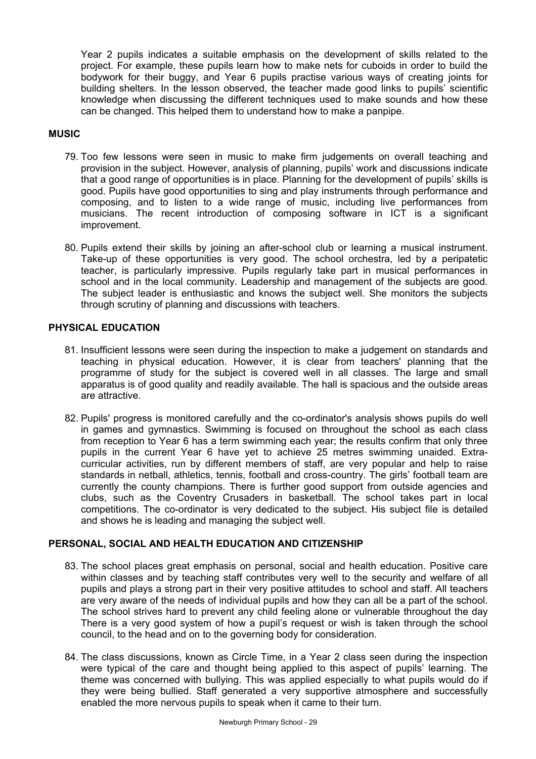Year 2 pupils indicates a suitable emphasis on the development of skills related to the project. For example, these pupils learn how to make nets for cuboids in order to build the bodywork for their buggy, and Year 6 pupils practise various ways of creating joints for building shelters. In the lesson observed, the teacher made good links to pupils' scientific knowledge when discussing the different techniques used to make sounds and how these can be changed. This helped them to understand how to make a panpipe.

## MUSIC

79. Too few lessons were seen in music to make firm judgements on overall teaching and provision in the subject. However, analysis of planning, pupils' work and discussions indicate that a good range of opportunities is in place. Planning for the development of pupils' skills is good. Pupils have good opportunities to sing and play instruments through performance and composing, and to listen to a wide range of music, including live performances from musicians. The recent introduction of composing software in ICT is a significant improvement.

80. Pupils extend their skills by joining an after-school club or learning a musical instrument. Take-up of these opportunities is very good. The school orchestra, led by a peripatetic teacher, is particularly impressive. Pupils regularly take part in musical performances in school and in the local community. Leadership and management of the subjects are good. The subject leader is enthusiastic and knows the subject well. She monitors the subjects through scrutiny of planning and discussions with teachers.

## PHYSICAL EDUCATION

81. Insufficient lessons were seen during the inspection to make a judgement on standards and teaching in physical education. However, it is clear from teachers' planning that the programme of study for the subject is covered well in all classes. The large and small apparatus is of good quality and readily available. The hall is spacious and the outside areas are attractive.

82. Pupils' progress is monitored carefully and the co-ordinator's analysis shows pupils do well in games and gymnastics. Swimming is focused on throughout the school as each class from reception to Year 6 has a term swimming each year; the results confirm that only three pupils in the current Year 6 have yet to achieve 25 metres swimming unaided. Extra-curricular activities, run by different members of staff, are very popular and help to raise standards in netball, athletics, tennis, football and cross-country. The girls' football team are currently the county champions. There is further good support from outside agencies and clubs, such as the Coventry Crusaders in basketball. The school takes part in local competitions. The co-ordinator is very dedicated to the subject. His subject file is detailed and shows he is leading and managing the subject well.

## PERSONAL, SOCIAL AND HEALTH EDUCATION AND CITIZENSHIP

83. The school places great emphasis on personal, social and health education. Positive care within classes and by teaching staff contributes very well to the security and welfare of all pupils and plays a strong part in their very positive attitudes to school and staff. All teachers are very aware of the needs of individual pupils and how they can all be a part of the school. The school strives hard to prevent any child feeling alone or vulnerable throughout the day There is a very good system of how a pupil's request or wish is taken through the school council, to the head and on to the governing body for consideration.

84. The class discussions, known as Circle Time, in a Year 2 class seen during the inspection were typical of the care and thought being applied to this aspect of pupils' learning. The theme was concerned with bullying. This was applied especially to what pupils would do if they were being bullied. Staff generated a very supportive atmosphere and successfully enabled the more nervous pupils to speak when it came to their turn.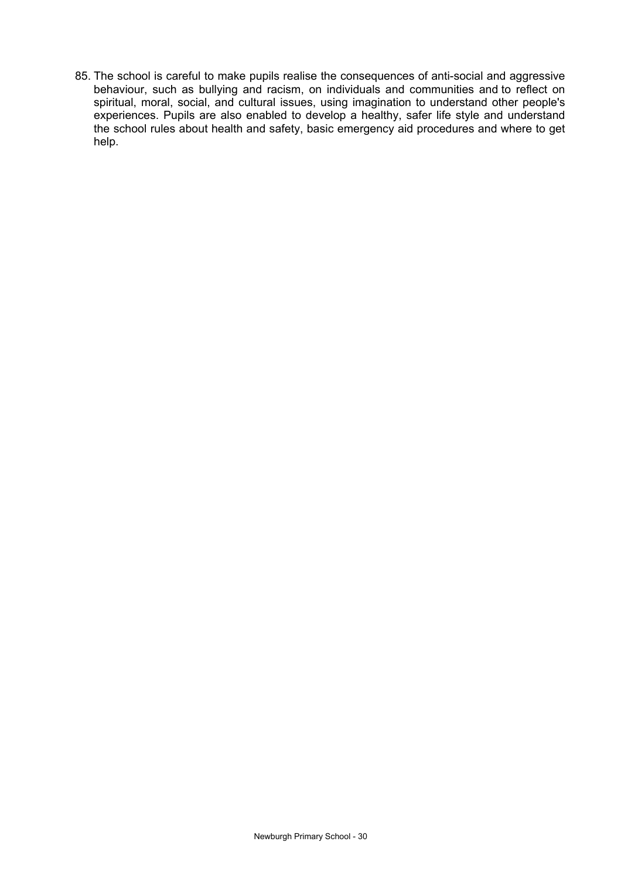85. The school is careful to make pupils realise the consequences of anti-social and aggressive behaviour, such as bullying and racism, on individuals and communities and to reflect on spiritual, moral, social, and cultural issues, using imagination to understand other people's experiences. Pupils are also enabled to develop a healthy, safer life style and understand the school rules about health and safety, basic emergency aid procedures and where to get help.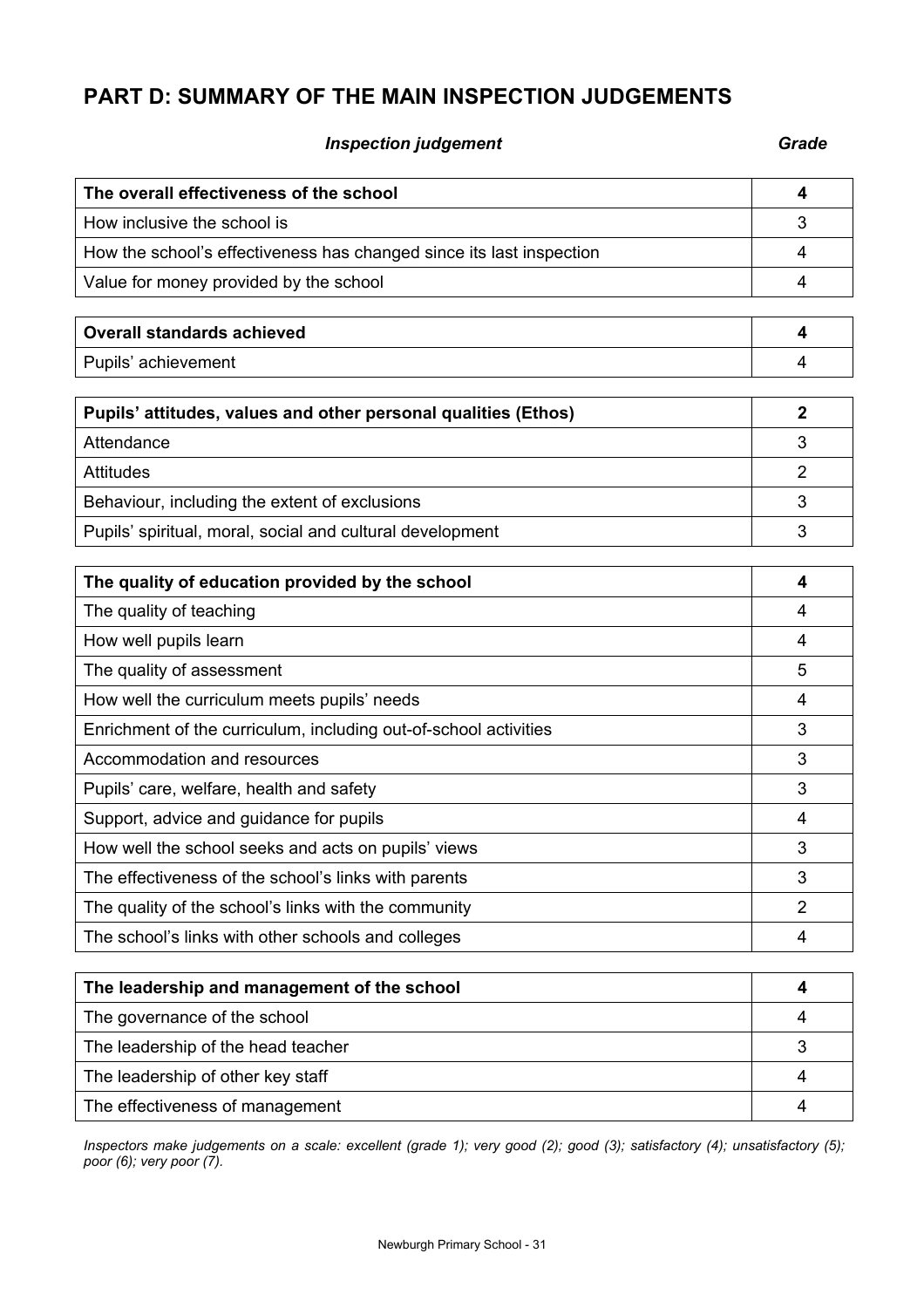# PART D: SUMMARY OF THE MAIN INSPECTION JUDGEMENTS

| *Inspection judgement* | *Grade* |
|---|---|
| **The overall effectiveness of the school** | **4** |
| How inclusive the school is | 3 |
| How the school's effectiveness has changed since its last inspection | 4 |
| Value for money provided by the school | 4 |

| | |
|---|---|
| **Overall standards achieved** | **4** |
| Pupils' achievement | 4 |

| | |
|---|---|
| **Pupils' attitudes, values and other personal qualities (Ethos)** | **2** |
| Attendance | 3 |
| Attitudes | 2 |
| Behaviour, including the extent of exclusions | 3 |
| Pupils' spiritual, moral, social and cultural development | 3 |

| | |
|---|---|
| **The quality of education provided by the school** | **4** |
| The quality of teaching | 4 |
| How well pupils learn | 4 |
| The quality of assessment | 5 |
| How well the curriculum meets pupils' needs | 4 |
| Enrichment of the curriculum, including out-of-school activities | 3 |
| Accommodation and resources | 3 |
| Pupils' care, welfare, health and safety | 3 |
| Support, advice and guidance for pupils | 4 |
| How well the school seeks and acts on pupils' views | 3 |
| The effectiveness of the school's links with parents | 3 |
| The quality of the school's links with the community | 2 |
| The school's links with other schools and colleges | 4 |

| | |
|---|---|
| **The leadership and management of the school** | **4** |
| The governance of the school | 4 |
| The leadership of the head teacher | 3 |
| The leadership of other key staff | 4 |
| The effectiveness of management | 4 |

*Inspectors make judgements on a scale: excellent (grade 1); very good (2); good (3); satisfactory (4); unsatisfactory (5); poor (6); very poor (7).*